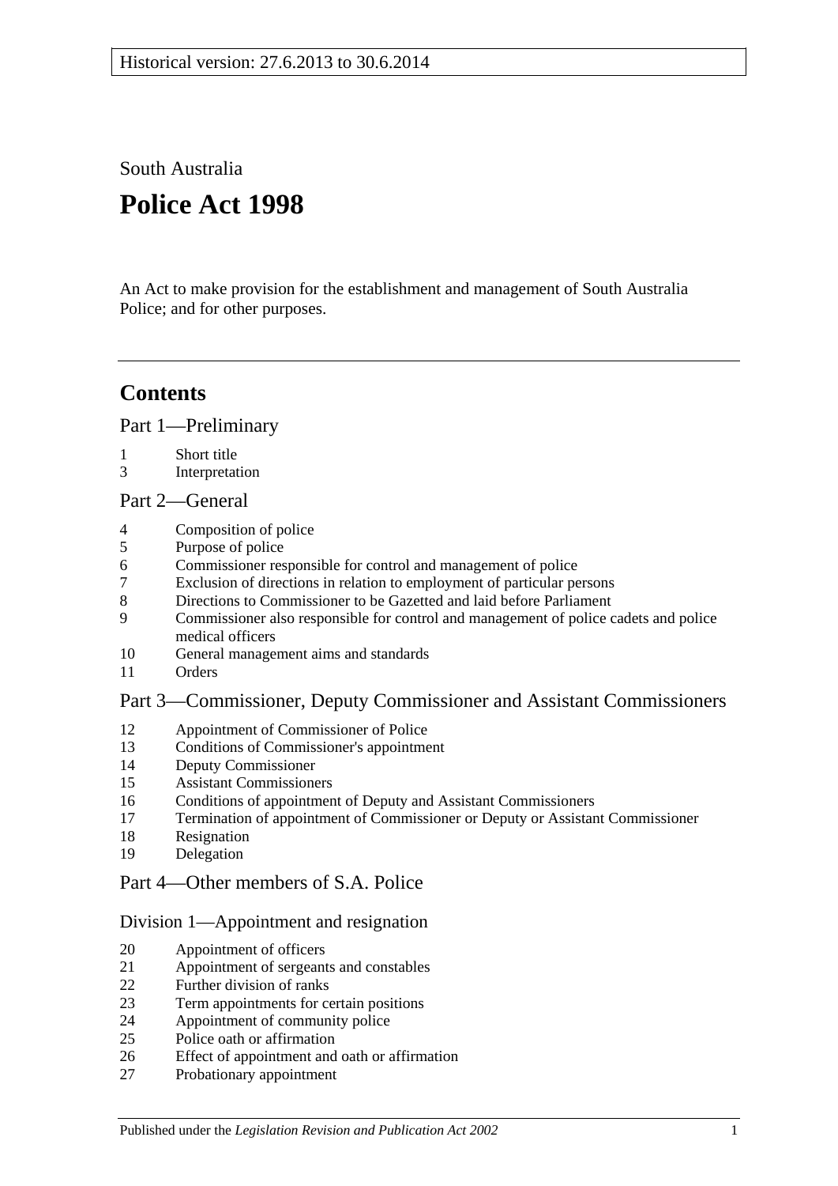Historical version: 27.6.2013 to 30.6.2014

South Australia

# Police Act 1998

An Act to make provision for the establishment and management of South Australia Police; and for other purposes.

## Contents

Part 1—Preliminary

1 Short title
3 Interpretation

Part 2—General

4 Composition of police
5 Purpose of police
6 Commissioner responsible for control and management of police
7 Exclusion of directions in relation to employment of particular persons
8 Directions to Commissioner to be Gazetted and laid before Parliament
9 Commissioner also responsible for control and management of police cadets and police medical officers
10 General management aims and standards
11 Orders

Part 3—Commissioner, Deputy Commissioner and Assistant Commissioners

12 Appointment of Commissioner of Police
13 Conditions of Commissioner's appointment
14 Deputy Commissioner
15 Assistant Commissioners
16 Conditions of appointment of Deputy and Assistant Commissioners
17 Termination of appointment of Commissioner or Deputy or Assistant Commissioner
18 Resignation
19 Delegation

Part 4—Other members of S.A. Police

Division 1—Appointment and resignation

20 Appointment of officers
21 Appointment of sergeants and constables
22 Further division of ranks
23 Term appointments for certain positions
24 Appointment of community police
25 Police oath or affirmation
26 Effect of appointment and oath or affirmation
27 Probationary appointment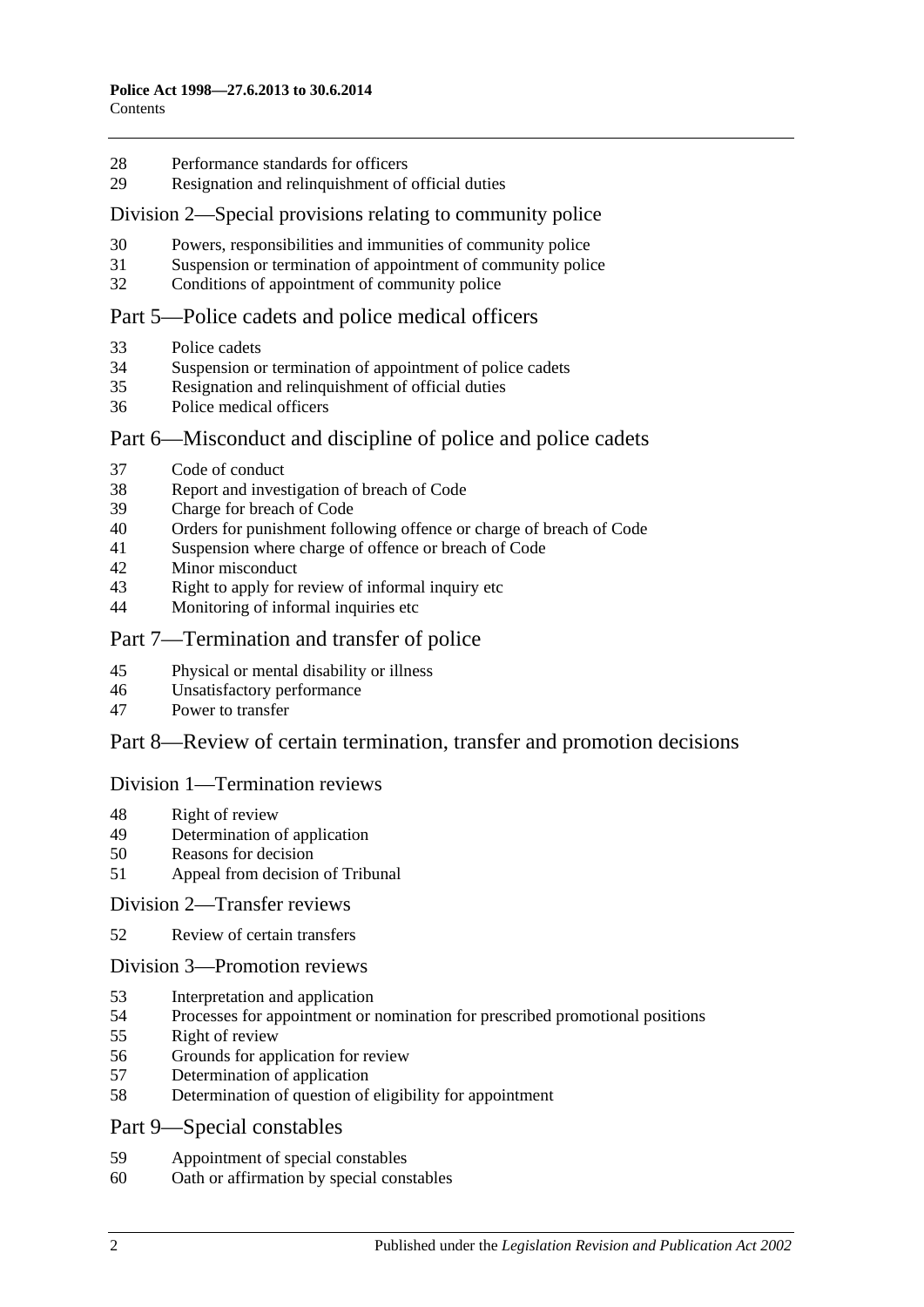28 Performance standards for officers
29 Resignation and relinquishment of official duties

## Division 2—Special provisions relating to community police

30 Powers, responsibilities and immunities of community police
31 Suspension or termination of appointment of community police
32 Conditions of appointment of community police

## Part 5—Police cadets and police medical officers

33 Police cadets
34 Suspension or termination of appointment of police cadets
35 Resignation and relinquishment of official duties
36 Police medical officers

## Part 6—Misconduct and discipline of police and police cadets

37 Code of conduct
38 Report and investigation of breach of Code
39 Charge for breach of Code
40 Orders for punishment following offence or charge of breach of Code
41 Suspension where charge of offence or breach of Code
42 Minor misconduct
43 Right to apply for review of informal inquiry etc
44 Monitoring of informal inquiries etc

## Part 7—Termination and transfer of police

45 Physical or mental disability or illness
46 Unsatisfactory performance
47 Power to transfer

## Part 8—Review of certain termination, transfer and promotion decisions

### Division 1—Termination reviews

48 Right of review
49 Determination of application
50 Reasons for decision
51 Appeal from decision of Tribunal

### Division 2—Transfer reviews

52 Review of certain transfers

### Division 3—Promotion reviews

53 Interpretation and application
54 Processes for appointment or nomination for prescribed promotional positions
55 Right of review
56 Grounds for application for review
57 Determination of application
58 Determination of question of eligibility for appointment

## Part 9—Special constables

59 Appointment of special constables
60 Oath or affirmation by special constables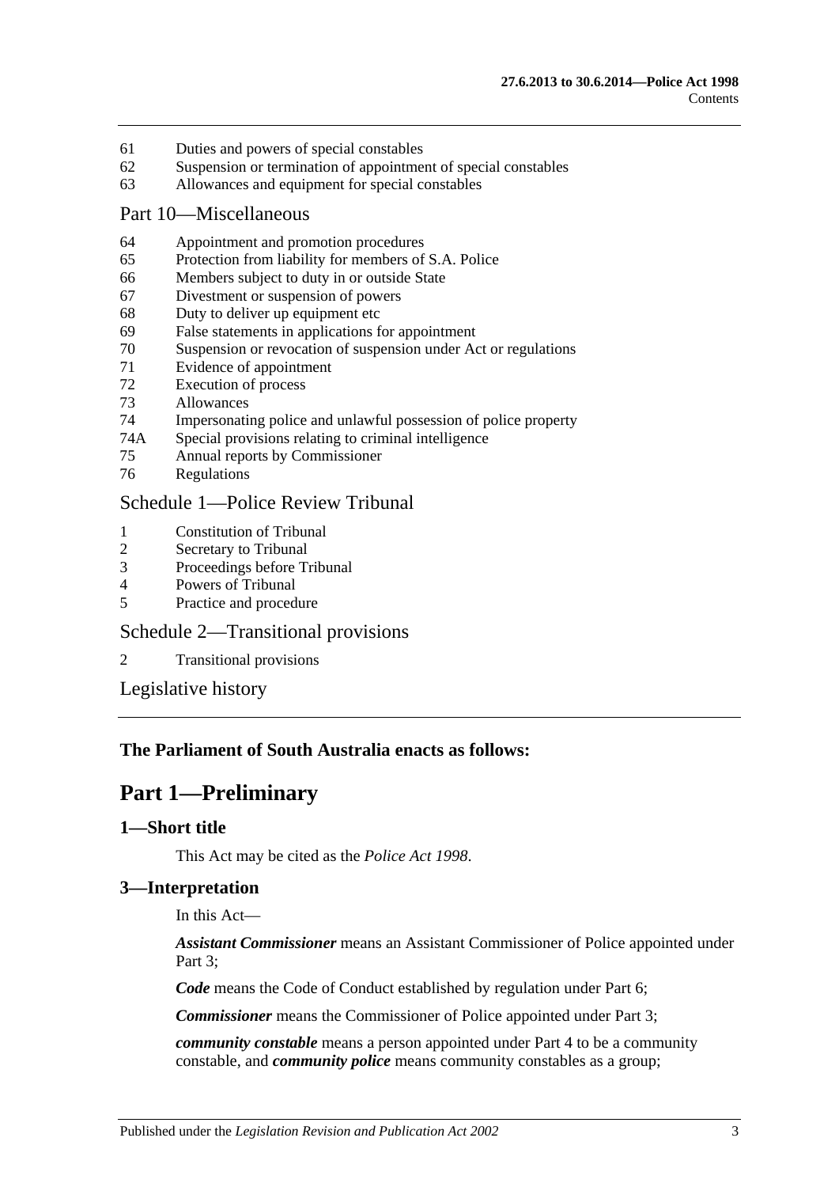61 Duties and powers of special constables
62 Suspension or termination of appointment of special constables
63 Allowances and equipment for special constables

Part 10—Miscellaneous

64 Appointment and promotion procedures
65 Protection from liability for members of S.A. Police
66 Members subject to duty in or outside State
67 Divestment or suspension of powers
68 Duty to deliver up equipment etc
69 False statements in applications for appointment
70 Suspension or revocation of suspension under Act or regulations
71 Evidence of appointment
72 Execution of process
73 Allowances
74 Impersonating police and unlawful possession of police property
74A Special provisions relating to criminal intelligence
75 Annual reports by Commissioner
76 Regulations

Schedule 1—Police Review Tribunal

1 Constitution of Tribunal
2 Secretary to Tribunal
3 Proceedings before Tribunal
4 Powers of Tribunal
5 Practice and procedure

Schedule 2—Transitional provisions

2 Transitional provisions

Legislative history

**The Parliament of South Australia enacts as follows:**

# Part 1—Preliminary

## 1—Short title

This Act may be cited as the *Police Act 1998*.

## 3—Interpretation

In this Act—

***Assistant Commissioner*** means an Assistant Commissioner of Police appointed under Part 3;

***Code*** means the Code of Conduct established by regulation under Part 6;

***Commissioner*** means the Commissioner of Police appointed under Part 3;

***community constable*** means a person appointed under Part 4 to be a community constable, and ***community police*** means community constables as a group;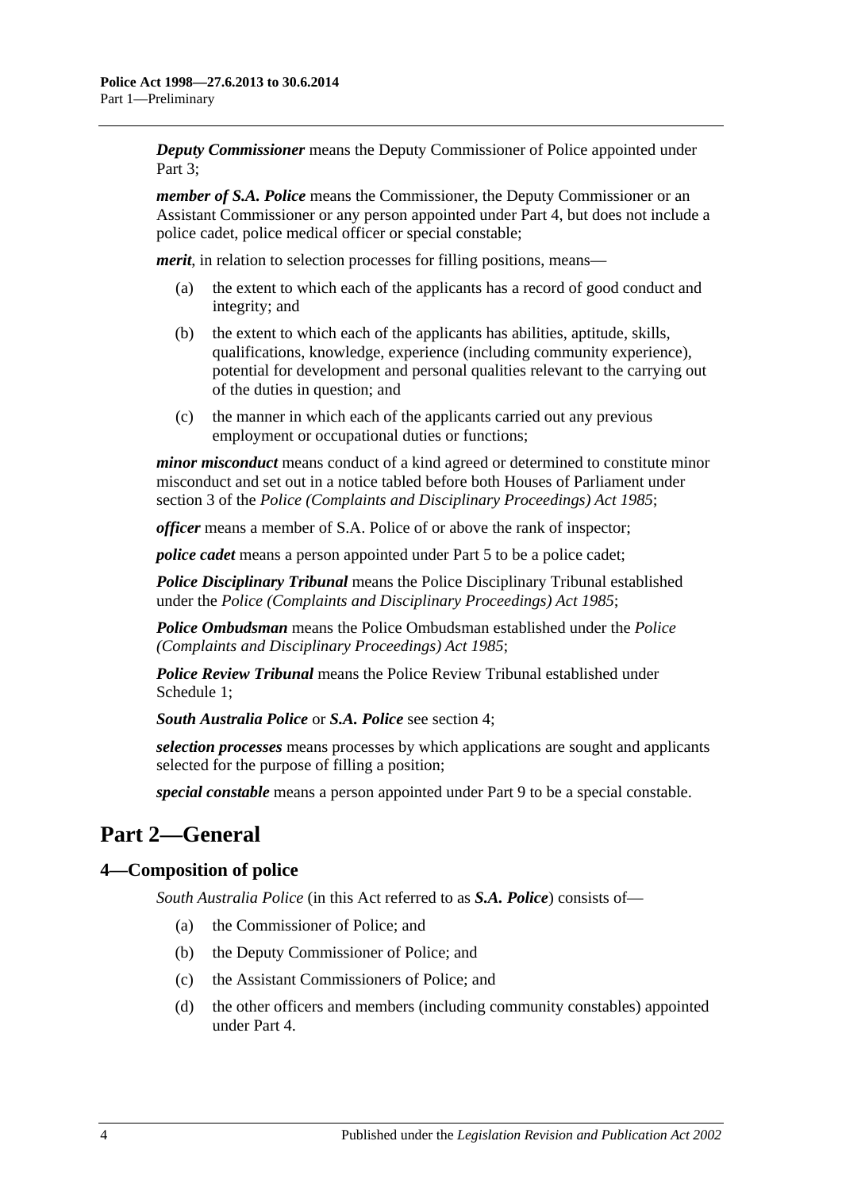***Deputy Commissioner*** means the Deputy Commissioner of Police appointed under Part 3;

***member of S.A. Police*** means the Commissioner, the Deputy Commissioner or an Assistant Commissioner or any person appointed under Part 4, but does not include a police cadet, police medical officer or special constable;

***merit***, in relation to selection processes for filling positions, means—

(a) the extent to which each of the applicants has a record of good conduct and integrity; and

(b) the extent to which each of the applicants has abilities, aptitude, skills, qualifications, knowledge, experience (including community experience), potential for development and personal qualities relevant to the carrying out of the duties in question; and

(c) the manner in which each of the applicants carried out any previous employment or occupational duties or functions;

***minor misconduct*** means conduct of a kind agreed or determined to constitute minor misconduct and set out in a notice tabled before both Houses of Parliament under section 3 of the *Police (Complaints and Disciplinary Proceedings) Act 1985*;

***officer*** means a member of S.A. Police of or above the rank of inspector;

***police cadet*** means a person appointed under Part 5 to be a police cadet;

***Police Disciplinary Tribunal*** means the Police Disciplinary Tribunal established under the *Police (Complaints and Disciplinary Proceedings) Act 1985*;

***Police Ombudsman*** means the Police Ombudsman established under the *Police (Complaints and Disciplinary Proceedings) Act 1985*;

***Police Review Tribunal*** means the Police Review Tribunal established under Schedule 1;

***South Australia Police*** or ***S.A. Police*** see section 4;

***selection processes*** means processes by which applications are sought and applicants selected for the purpose of filling a position;

***special constable*** means a person appointed under Part 9 to be a special constable.

# Part 2—General

## 4—Composition of police

*South Australia Police* (in this Act referred to as ***S.A. Police***) consists of—

(a) the Commissioner of Police; and

(b) the Deputy Commissioner of Police; and

(c) the Assistant Commissioners of Police; and

(d) the other officers and members (including community constables) appointed under Part 4.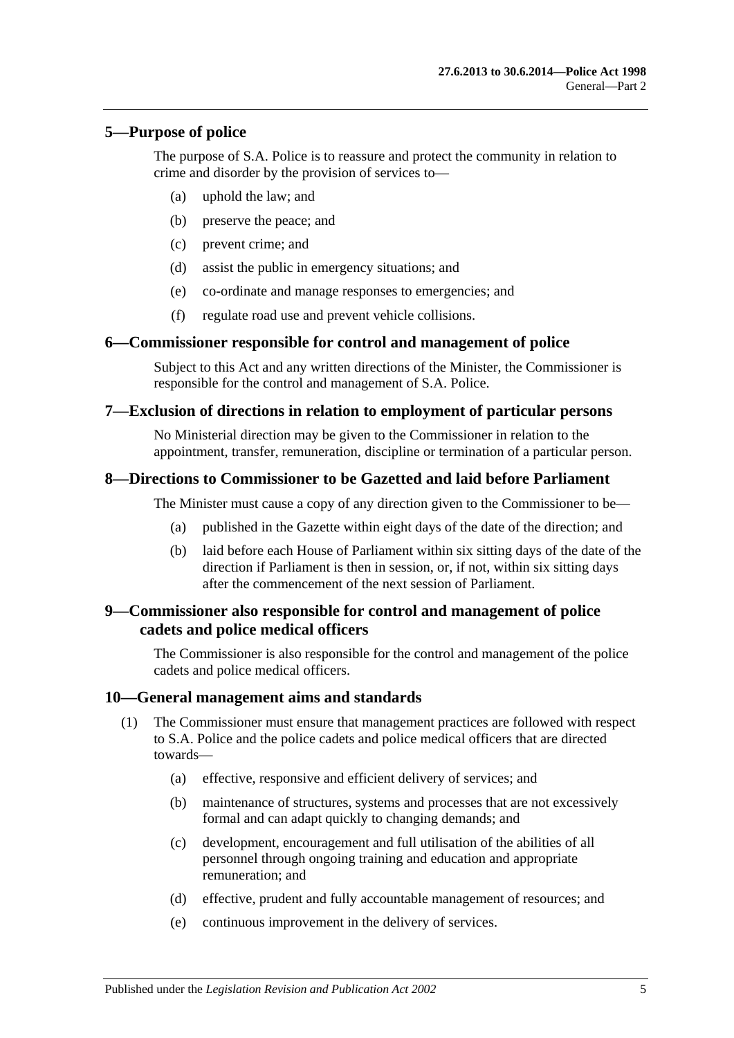## 5—Purpose of police

The purpose of S.A. Police is to reassure and protect the community in relation to crime and disorder by the provision of services to—

(a) uphold the law; and

(b) preserve the peace; and

(c) prevent crime; and

(d) assist the public in emergency situations; and

(e) co-ordinate and manage responses to emergencies; and

(f) regulate road use and prevent vehicle collisions.

## 6—Commissioner responsible for control and management of police

Subject to this Act and any written directions of the Minister, the Commissioner is responsible for the control and management of S.A. Police.

## 7—Exclusion of directions in relation to employment of particular persons

No Ministerial direction may be given to the Commissioner in relation to the appointment, transfer, remuneration, discipline or termination of a particular person.

## 8—Directions to Commissioner to be Gazetted and laid before Parliament

The Minister must cause a copy of any direction given to the Commissioner to be—

(a) published in the Gazette within eight days of the date of the direction; and

(b) laid before each House of Parliament within six sitting days of the date of the direction if Parliament is then in session, or, if not, within six sitting days after the commencement of the next session of Parliament.

## 9—Commissioner also responsible for control and management of police cadets and police medical officers

The Commissioner is also responsible for the control and management of the police cadets and police medical officers.

## 10—General management aims and standards

(1) The Commissioner must ensure that management practices are followed with respect to S.A. Police and the police cadets and police medical officers that are directed towards—

(a) effective, responsive and efficient delivery of services; and

(b) maintenance of structures, systems and processes that are not excessively formal and can adapt quickly to changing demands; and

(c) development, encouragement and full utilisation of the abilities of all personnel through ongoing training and education and appropriate remuneration; and

(d) effective, prudent and fully accountable management of resources; and

(e) continuous improvement in the delivery of services.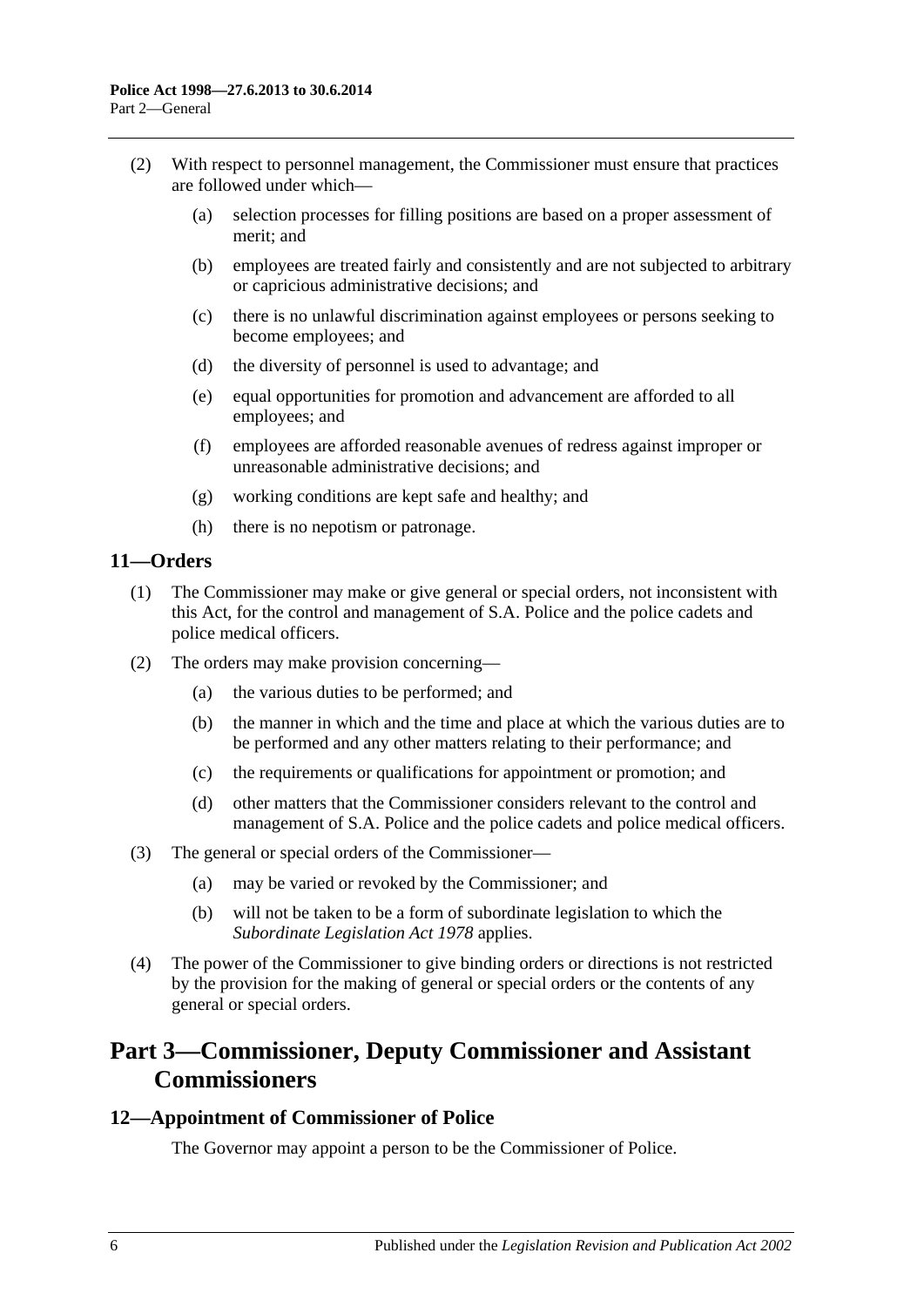(2) With respect to personnel management, the Commissioner must ensure that practices are followed under which—

(a) selection processes for filling positions are based on a proper assessment of merit; and

(b) employees are treated fairly and consistently and are not subjected to arbitrary or capricious administrative decisions; and

(c) there is no unlawful discrimination against employees or persons seeking to become employees; and

(d) the diversity of personnel is used to advantage; and

(e) equal opportunities for promotion and advancement are afforded to all employees; and

(f) employees are afforded reasonable avenues of redress against improper or unreasonable administrative decisions; and

(g) working conditions are kept safe and healthy; and

(h) there is no nepotism or patronage.

### 11—Orders

(1) The Commissioner may make or give general or special orders, not inconsistent with this Act, for the control and management of S.A. Police and the police cadets and police medical officers.

(2) The orders may make provision concerning—

(a) the various duties to be performed; and

(b) the manner in which and the time and place at which the various duties are to be performed and any other matters relating to their performance; and

(c) the requirements or qualifications for appointment or promotion; and

(d) other matters that the Commissioner considers relevant to the control and management of S.A. Police and the police cadets and police medical officers.

(3) The general or special orders of the Commissioner—

(a) may be varied or revoked by the Commissioner; and

(b) will not be taken to be a form of subordinate legislation to which the *Subordinate Legislation Act 1978* applies.

(4) The power of the Commissioner to give binding orders or directions is not restricted by the provision for the making of general or special orders or the contents of any general or special orders.

## Part 3—Commissioner, Deputy Commissioner and Assistant Commissioners

### 12—Appointment of Commissioner of Police

The Governor may appoint a person to be the Commissioner of Police.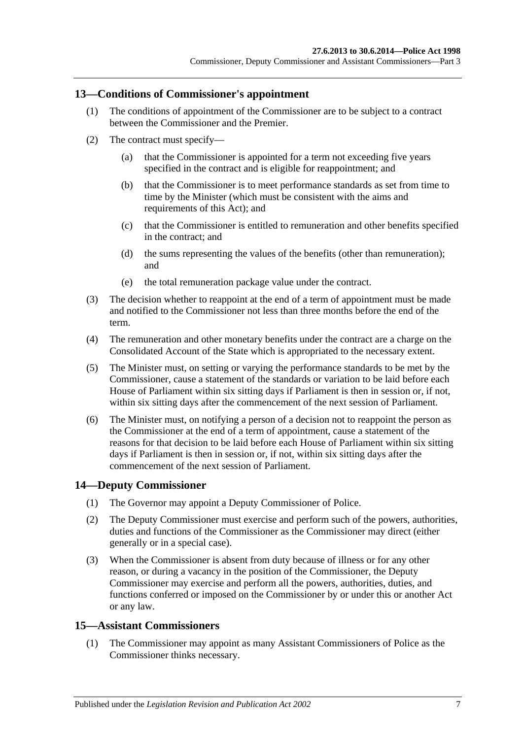## 13—Conditions of Commissioner's appointment

(1) The conditions of appointment of the Commissioner are to be subject to a contract between the Commissioner and the Premier.

(2) The contract must specify—

(a) that the Commissioner is appointed for a term not exceeding five years specified in the contract and is eligible for reappointment; and

(b) that the Commissioner is to meet performance standards as set from time to time by the Minister (which must be consistent with the aims and requirements of this Act); and

(c) that the Commissioner is entitled to remuneration and other benefits specified in the contract; and

(d) the sums representing the values of the benefits (other than remuneration); and

(e) the total remuneration package value under the contract.

(3) The decision whether to reappoint at the end of a term of appointment must be made and notified to the Commissioner not less than three months before the end of the term.

(4) The remuneration and other monetary benefits under the contract are a charge on the Consolidated Account of the State which is appropriated to the necessary extent.

(5) The Minister must, on setting or varying the performance standards to be met by the Commissioner, cause a statement of the standards or variation to be laid before each House of Parliament within six sitting days if Parliament is then in session or, if not, within six sitting days after the commencement of the next session of Parliament.

(6) The Minister must, on notifying a person of a decision not to reappoint the person as the Commissioner at the end of a term of appointment, cause a statement of the reasons for that decision to be laid before each House of Parliament within six sitting days if Parliament is then in session or, if not, within six sitting days after the commencement of the next session of Parliament.

## 14—Deputy Commissioner

(1) The Governor may appoint a Deputy Commissioner of Police.

(2) The Deputy Commissioner must exercise and perform such of the powers, authorities, duties and functions of the Commissioner as the Commissioner may direct (either generally or in a special case).

(3) When the Commissioner is absent from duty because of illness or for any other reason, or during a vacancy in the position of the Commissioner, the Deputy Commissioner may exercise and perform all the powers, authorities, duties, and functions conferred or imposed on the Commissioner by or under this or another Act or any law.

## 15—Assistant Commissioners

(1) The Commissioner may appoint as many Assistant Commissioners of Police as the Commissioner thinks necessary.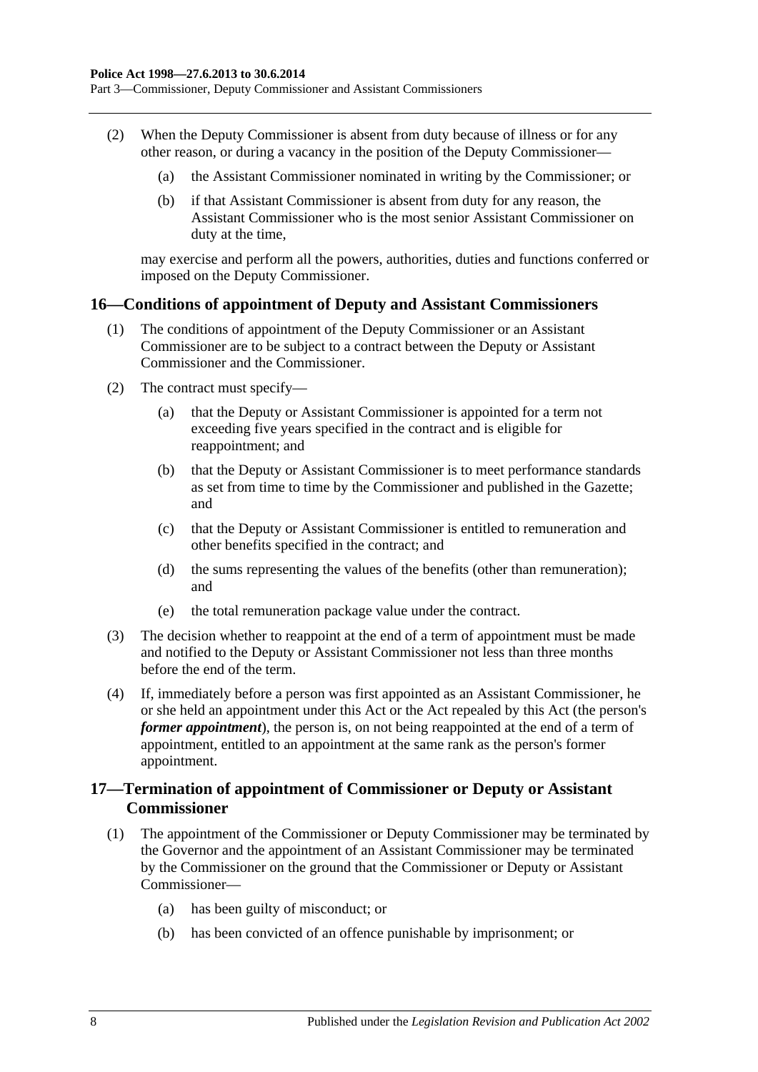(2) When the Deputy Commissioner is absent from duty because of illness or for any other reason, or during a vacancy in the position of the Deputy Commissioner—

(a) the Assistant Commissioner nominated in writing by the Commissioner; or

(b) if that Assistant Commissioner is absent from duty for any reason, the Assistant Commissioner who is the most senior Assistant Commissioner on duty at the time,

may exercise and perform all the powers, authorities, duties and functions conferred or imposed on the Deputy Commissioner.

## 16—Conditions of appointment of Deputy and Assistant Commissioners

(1) The conditions of appointment of the Deputy Commissioner or an Assistant Commissioner are to be subject to a contract between the Deputy or Assistant Commissioner and the Commissioner.

(2) The contract must specify—

(a) that the Deputy or Assistant Commissioner is appointed for a term not exceeding five years specified in the contract and is eligible for reappointment; and

(b) that the Deputy or Assistant Commissioner is to meet performance standards as set from time to time by the Commissioner and published in the Gazette; and

(c) that the Deputy or Assistant Commissioner is entitled to remuneration and other benefits specified in the contract; and

(d) the sums representing the values of the benefits (other than remuneration); and

(e) the total remuneration package value under the contract.

(3) The decision whether to reappoint at the end of a term of appointment must be made and notified to the Deputy or Assistant Commissioner not less than three months before the end of the term.

(4) If, immediately before a person was first appointed as an Assistant Commissioner, he or she held an appointment under this Act or the Act repealed by this Act (the person's ***former appointment***), the person is, on not being reappointed at the end of a term of appointment, entitled to an appointment at the same rank as the person's former appointment.

## 17—Termination of appointment of Commissioner or Deputy or Assistant Commissioner

(1) The appointment of the Commissioner or Deputy Commissioner may be terminated by the Governor and the appointment of an Assistant Commissioner may be terminated by the Commissioner on the ground that the Commissioner or Deputy or Assistant Commissioner—

(a) has been guilty of misconduct; or

(b) has been convicted of an offence punishable by imprisonment; or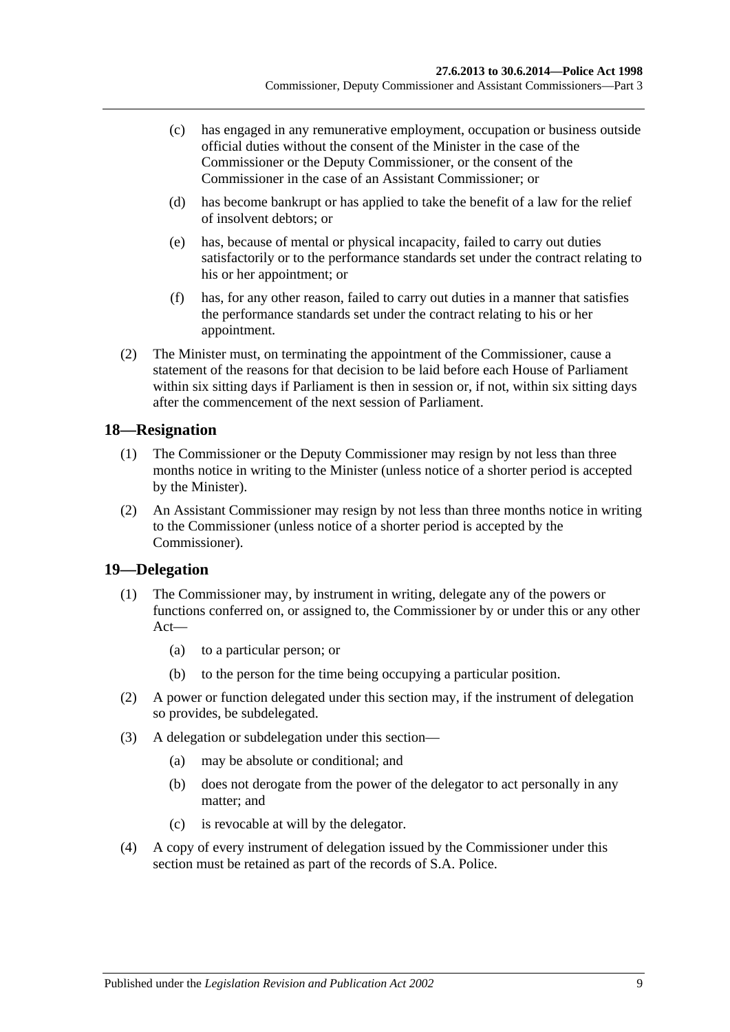(c) has engaged in any remunerative employment, occupation or business outside official duties without the consent of the Minister in the case of the Commissioner or the Deputy Commissioner, or the consent of the Commissioner in the case of an Assistant Commissioner; or

(d) has become bankrupt or has applied to take the benefit of a law for the relief of insolvent debtors; or

(e) has, because of mental or physical incapacity, failed to carry out duties satisfactorily or to the performance standards set under the contract relating to his or her appointment; or

(f) has, for any other reason, failed to carry out duties in a manner that satisfies the performance standards set under the contract relating to his or her appointment.

(2) The Minister must, on terminating the appointment of the Commissioner, cause a statement of the reasons for that decision to be laid before each House of Parliament within six sitting days if Parliament is then in session or, if not, within six sitting days after the commencement of the next session of Parliament.

## 18—Resignation

(1) The Commissioner or the Deputy Commissioner may resign by not less than three months notice in writing to the Minister (unless notice of a shorter period is accepted by the Minister).

(2) An Assistant Commissioner may resign by not less than three months notice in writing to the Commissioner (unless notice of a shorter period is accepted by the Commissioner).

## 19—Delegation

(1) The Commissioner may, by instrument in writing, delegate any of the powers or functions conferred on, or assigned to, the Commissioner by or under this or any other Act—

(a) to a particular person; or

(b) to the person for the time being occupying a particular position.

(2) A power or function delegated under this section may, if the instrument of delegation so provides, be subdelegated.

(3) A delegation or subdelegation under this section—

(a) may be absolute or conditional; and

(b) does not derogate from the power of the delegator to act personally in any matter; and

(c) is revocable at will by the delegator.

(4) A copy of every instrument of delegation issued by the Commissioner under this section must be retained as part of the records of S.A. Police.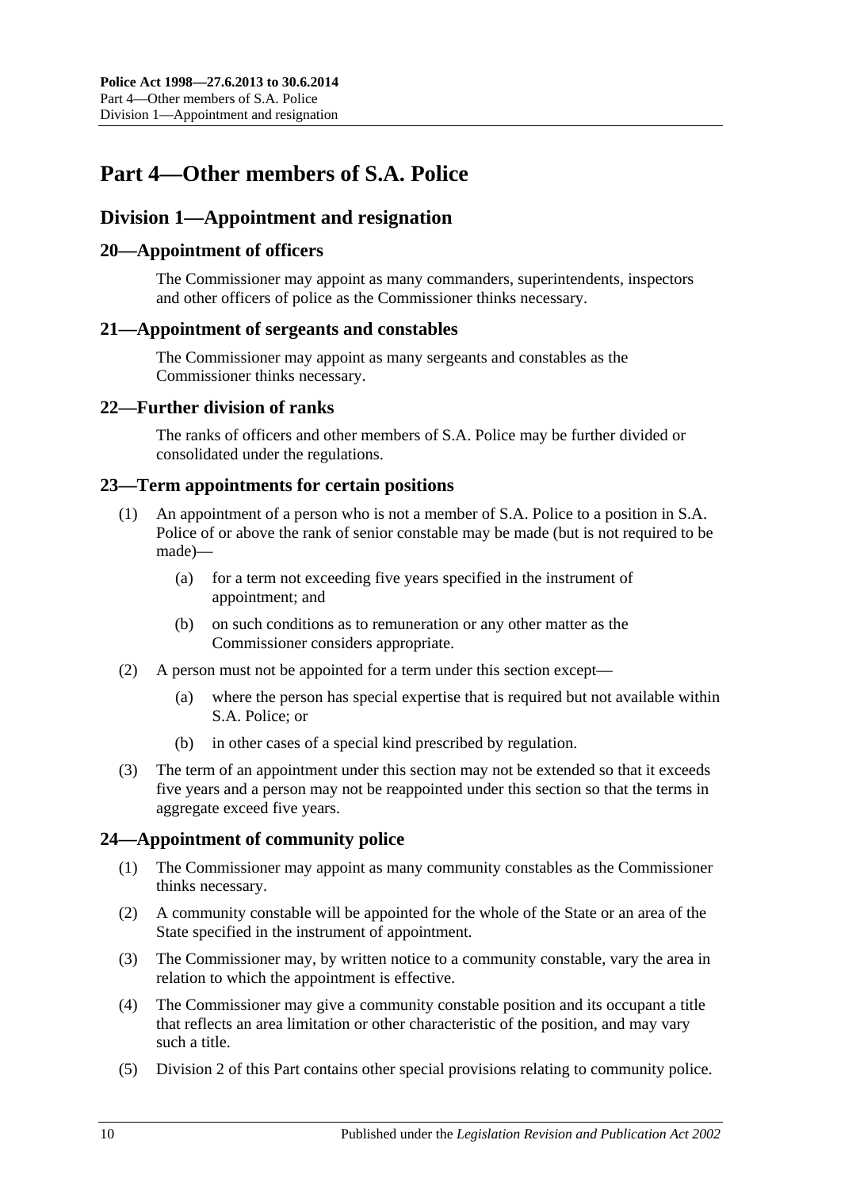# Part 4—Other members of S.A. Police

## Division 1—Appointment and resignation

### 20—Appointment of officers

The Commissioner may appoint as many commanders, superintendents, inspectors and other officers of police as the Commissioner thinks necessary.

### 21—Appointment of sergeants and constables

The Commissioner may appoint as many sergeants and constables as the Commissioner thinks necessary.

### 22—Further division of ranks

The ranks of officers and other members of S.A. Police may be further divided or consolidated under the regulations.

### 23—Term appointments for certain positions

(1) An appointment of a person who is not a member of S.A. Police to a position in S.A. Police of or above the rank of senior constable may be made (but is not required to be made)—

(a) for a term not exceeding five years specified in the instrument of appointment; and

(b) on such conditions as to remuneration or any other matter as the Commissioner considers appropriate.

(2) A person must not be appointed for a term under this section except—

(a) where the person has special expertise that is required but not available within S.A. Police; or

(b) in other cases of a special kind prescribed by regulation.

(3) The term of an appointment under this section may not be extended so that it exceeds five years and a person may not be reappointed under this section so that the terms in aggregate exceed five years.

### 24—Appointment of community police

(1) The Commissioner may appoint as many community constables as the Commissioner thinks necessary.

(2) A community constable will be appointed for the whole of the State or an area of the State specified in the instrument of appointment.

(3) The Commissioner may, by written notice to a community constable, vary the area in relation to which the appointment is effective.

(4) The Commissioner may give a community constable position and its occupant a title that reflects an area limitation or other characteristic of the position, and may vary such a title.

(5) Division 2 of this Part contains other special provisions relating to community police.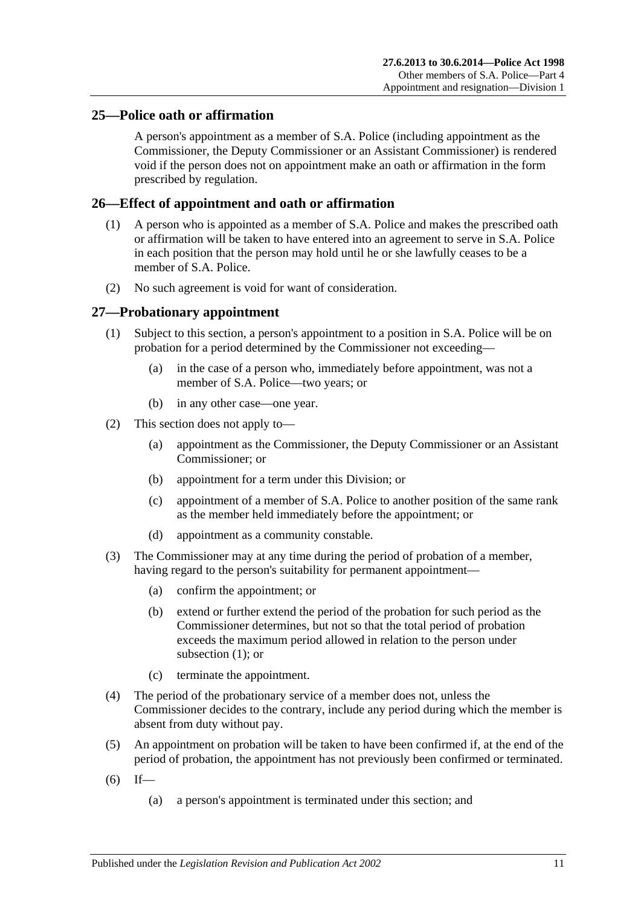## 25—Police oath or affirmation

A person's appointment as a member of S.A. Police (including appointment as the Commissioner, the Deputy Commissioner or an Assistant Commissioner) is rendered void if the person does not on appointment make an oath or affirmation in the form prescribed by regulation.

## 26—Effect of appointment and oath or affirmation

(1) A person who is appointed as a member of S.A. Police and makes the prescribed oath or affirmation will be taken to have entered into an agreement to serve in S.A. Police in each position that the person may hold until he or she lawfully ceases to be a member of S.A. Police.

(2) No such agreement is void for want of consideration.

## 27—Probationary appointment

(1) Subject to this section, a person's appointment to a position in S.A. Police will be on probation for a period determined by the Commissioner not exceeding—

(a) in the case of a person who, immediately before appointment, was not a member of S.A. Police—two years; or

(b) in any other case—one year.

(2) This section does not apply to—

(a) appointment as the Commissioner, the Deputy Commissioner or an Assistant Commissioner; or

(b) appointment for a term under this Division; or

(c) appointment of a member of S.A. Police to another position of the same rank as the member held immediately before the appointment; or

(d) appointment as a community constable.

(3) The Commissioner may at any time during the period of probation of a member, having regard to the person's suitability for permanent appointment—

(a) confirm the appointment; or

(b) extend or further extend the period of the probation for such period as the Commissioner determines, but not so that the total period of probation exceeds the maximum period allowed in relation to the person under subsection (1); or

(c) terminate the appointment.

(4) The period of the probationary service of a member does not, unless the Commissioner decides to the contrary, include any period during which the member is absent from duty without pay.

(5) An appointment on probation will be taken to have been confirmed if, at the end of the period of probation, the appointment has not previously been confirmed or terminated.

(6) If—

(a) a person's appointment is terminated under this section; and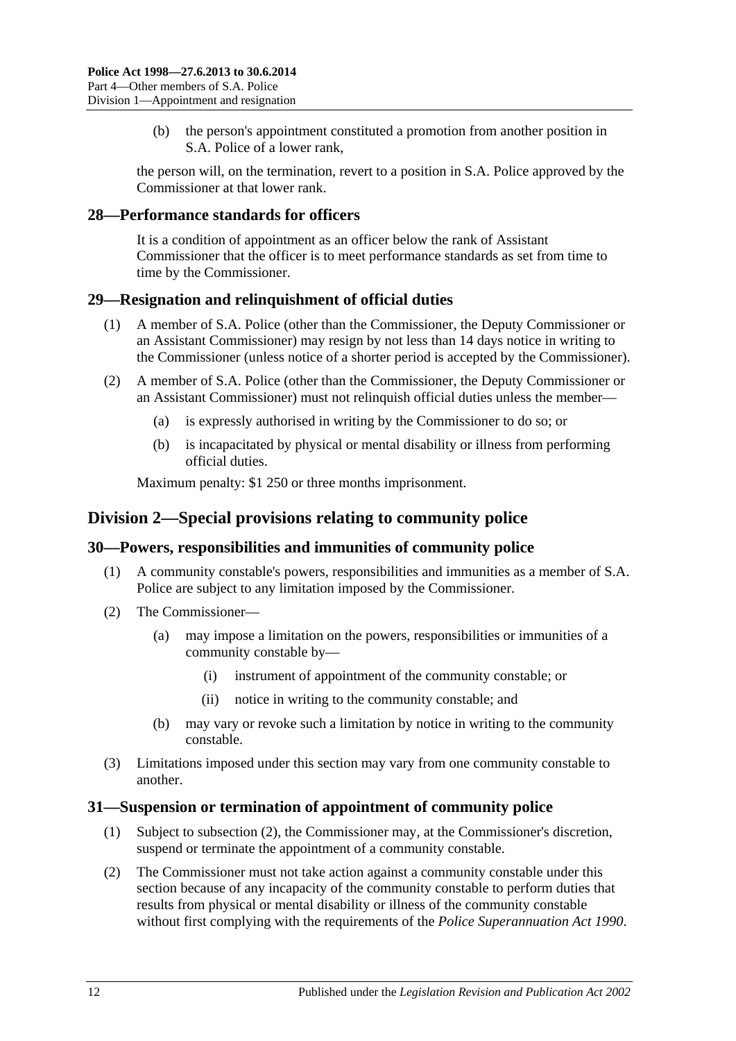(b) the person's appointment constituted a promotion from another position in S.A. Police of a lower rank,

the person will, on the termination, revert to a position in S.A. Police approved by the Commissioner at that lower rank.

### 28—Performance standards for officers

It is a condition of appointment as an officer below the rank of Assistant Commissioner that the officer is to meet performance standards as set from time to time by the Commissioner.

### 29—Resignation and relinquishment of official duties

(1) A member of S.A. Police (other than the Commissioner, the Deputy Commissioner or an Assistant Commissioner) may resign by not less than 14 days notice in writing to the Commissioner (unless notice of a shorter period is accepted by the Commissioner).

(2) A member of S.A. Police (other than the Commissioner, the Deputy Commissioner or an Assistant Commissioner) must not relinquish official duties unless the member—

(a) is expressly authorised in writing by the Commissioner to do so; or

(b) is incapacitated by physical or mental disability or illness from performing official duties.

Maximum penalty: $1 250 or three months imprisonment.

## Division 2—Special provisions relating to community police

### 30—Powers, responsibilities and immunities of community police

(1) A community constable's powers, responsibilities and immunities as a member of S.A. Police are subject to any limitation imposed by the Commissioner.

(2) The Commissioner—

(a) may impose a limitation on the powers, responsibilities or immunities of a community constable by—

(i) instrument of appointment of the community constable; or

(ii) notice in writing to the community constable; and

(b) may vary or revoke such a limitation by notice in writing to the community constable.

(3) Limitations imposed under this section may vary from one community constable to another.

### 31—Suspension or termination of appointment of community police

(1) Subject to subsection (2), the Commissioner may, at the Commissioner's discretion, suspend or terminate the appointment of a community constable.

(2) The Commissioner must not take action against a community constable under this section because of any incapacity of the community constable to perform duties that results from physical or mental disability or illness of the community constable without first complying with the requirements of the *Police Superannuation Act 1990*.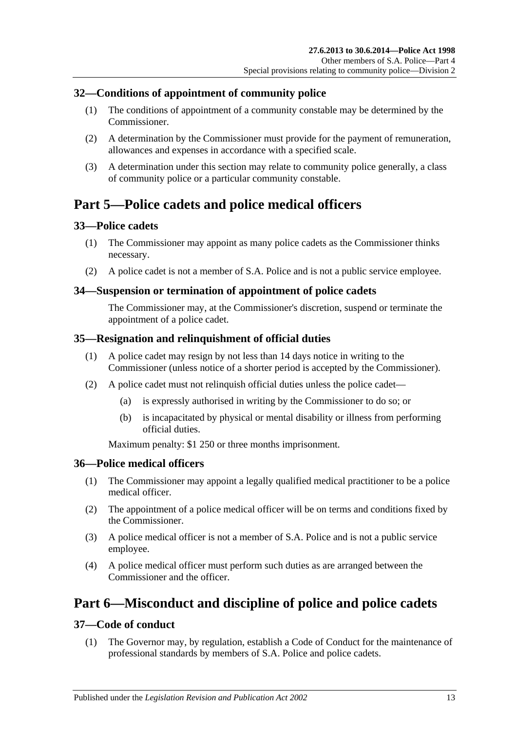### 32—Conditions of appointment of community police

(1) The conditions of appointment of a community constable may be determined by the Commissioner.

(2) A determination by the Commissioner must provide for the payment of remuneration, allowances and expenses in accordance with a specified scale.

(3) A determination under this section may relate to community police generally, a class of community police or a particular community constable.

## Part 5—Police cadets and police medical officers

### 33—Police cadets

(1) The Commissioner may appoint as many police cadets as the Commissioner thinks necessary.

(2) A police cadet is not a member of S.A. Police and is not a public service employee.

### 34—Suspension or termination of appointment of police cadets

The Commissioner may, at the Commissioner's discretion, suspend or terminate the appointment of a police cadet.

### 35—Resignation and relinquishment of official duties

(1) A police cadet may resign by not less than 14 days notice in writing to the Commissioner (unless notice of a shorter period is accepted by the Commissioner).

(2) A police cadet must not relinquish official duties unless the police cadet—

(a) is expressly authorised in writing by the Commissioner to do so; or

(b) is incapacitated by physical or mental disability or illness from performing official duties.

Maximum penalty: $1 250 or three months imprisonment.

### 36—Police medical officers

(1) The Commissioner may appoint a legally qualified medical practitioner to be a police medical officer.

(2) The appointment of a police medical officer will be on terms and conditions fixed by the Commissioner.

(3) A police medical officer is not a member of S.A. Police and is not a public service employee.

(4) A police medical officer must perform such duties as are arranged between the Commissioner and the officer.

## Part 6—Misconduct and discipline of police and police cadets

### 37—Code of conduct

(1) The Governor may, by regulation, establish a Code of Conduct for the maintenance of professional standards by members of S.A. Police and police cadets.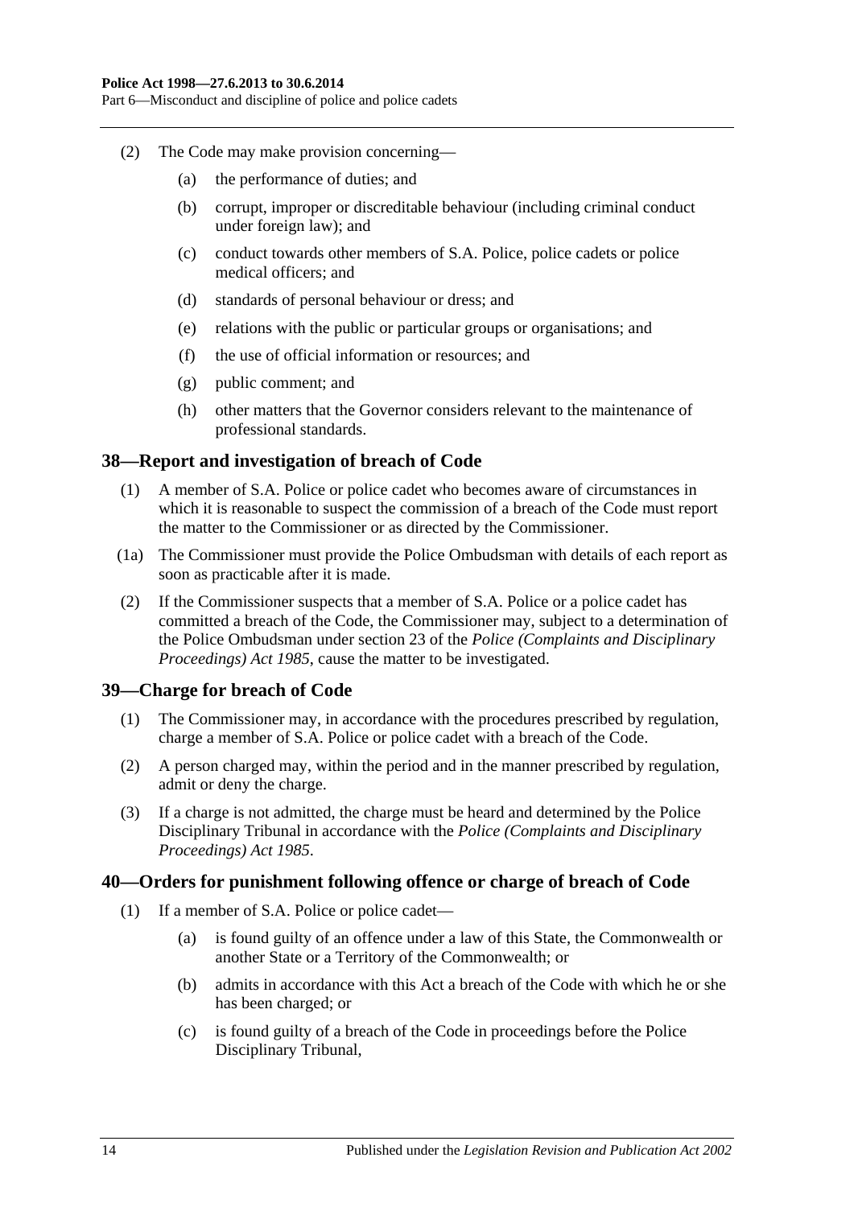(2) The Code may make provision concerning—

(a) the performance of duties; and

(b) corrupt, improper or discreditable behaviour (including criminal conduct under foreign law); and

(c) conduct towards other members of S.A. Police, police cadets or police medical officers; and

(d) standards of personal behaviour or dress; and

(e) relations with the public or particular groups or organisations; and

(f) the use of official information or resources; and

(g) public comment; and

(h) other matters that the Governor considers relevant to the maintenance of professional standards.

## 38—Report and investigation of breach of Code

(1) A member of S.A. Police or police cadet who becomes aware of circumstances in which it is reasonable to suspect the commission of a breach of the Code must report the matter to the Commissioner or as directed by the Commissioner.

(1a) The Commissioner must provide the Police Ombudsman with details of each report as soon as practicable after it is made.

(2) If the Commissioner suspects that a member of S.A. Police or a police cadet has committed a breach of the Code, the Commissioner may, subject to a determination of the Police Ombudsman under section 23 of the *Police (Complaints and Disciplinary Proceedings) Act 1985*, cause the matter to be investigated.

## 39—Charge for breach of Code

(1) The Commissioner may, in accordance with the procedures prescribed by regulation, charge a member of S.A. Police or police cadet with a breach of the Code.

(2) A person charged may, within the period and in the manner prescribed by regulation, admit or deny the charge.

(3) If a charge is not admitted, the charge must be heard and determined by the Police Disciplinary Tribunal in accordance with the *Police (Complaints and Disciplinary Proceedings) Act 1985*.

## 40—Orders for punishment following offence or charge of breach of Code

(1) If a member of S.A. Police or police cadet—

(a) is found guilty of an offence under a law of this State, the Commonwealth or another State or a Territory of the Commonwealth; or

(b) admits in accordance with this Act a breach of the Code with which he or she has been charged; or

(c) is found guilty of a breach of the Code in proceedings before the Police Disciplinary Tribunal,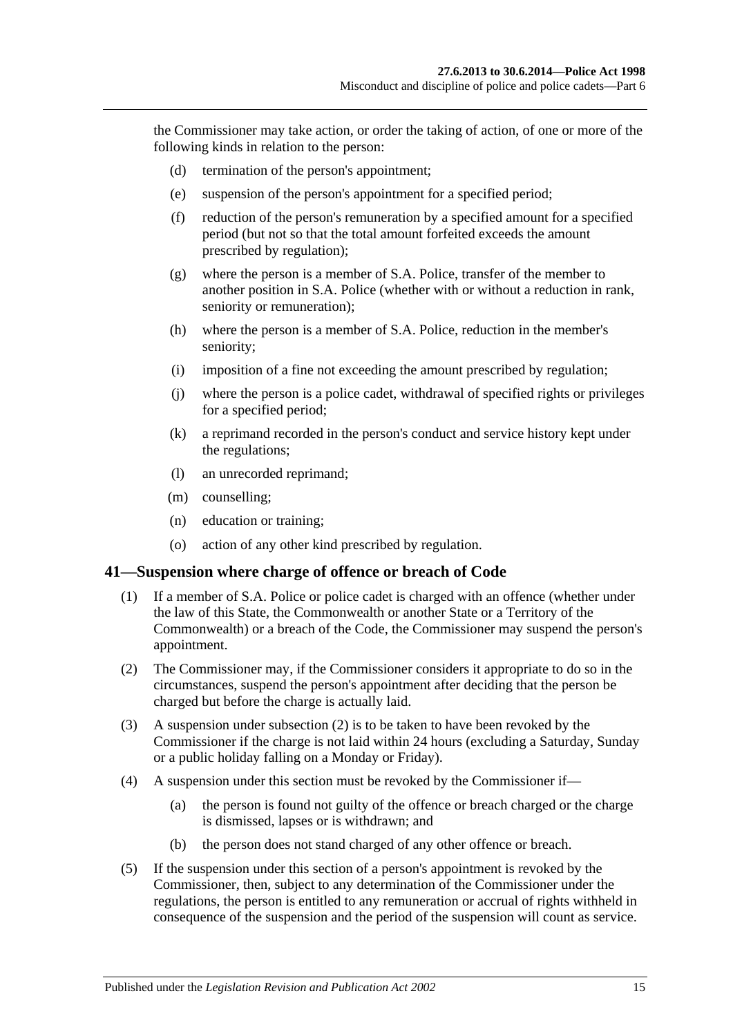the Commissioner may take action, or order the taking of action, of one or more of the following kinds in relation to the person:

- (d) termination of the person's appointment;
- (e) suspension of the person's appointment for a specified period;
- (f) reduction of the person's remuneration by a specified amount for a specified period (but not so that the total amount forfeited exceeds the amount prescribed by regulation);
- (g) where the person is a member of S.A. Police, transfer of the member to another position in S.A. Police (whether with or without a reduction in rank, seniority or remuneration);
- (h) where the person is a member of S.A. Police, reduction in the member's seniority;
- (i) imposition of a fine not exceeding the amount prescribed by regulation;
- (j) where the person is a police cadet, withdrawal of specified rights or privileges for a specified period;
- (k) a reprimand recorded in the person's conduct and service history kept under the regulations;
- (l) an unrecorded reprimand;
- (m) counselling;
- (n) education or training;
- (o) action of any other kind prescribed by regulation.

## 41—Suspension where charge of offence or breach of Code

(1) If a member of S.A. Police or police cadet is charged with an offence (whether under the law of this State, the Commonwealth or another State or a Territory of the Commonwealth) or a breach of the Code, the Commissioner may suspend the person's appointment.

(2) The Commissioner may, if the Commissioner considers it appropriate to do so in the circumstances, suspend the person's appointment after deciding that the person be charged but before the charge is actually laid.

(3) A suspension under subsection (2) is to be taken to have been revoked by the Commissioner if the charge is not laid within 24 hours (excluding a Saturday, Sunday or a public holiday falling on a Monday or Friday).

(4) A suspension under this section must be revoked by the Commissioner if—

- (a) the person is found not guilty of the offence or breach charged or the charge is dismissed, lapses or is withdrawn; and
- (b) the person does not stand charged of any other offence or breach.

(5) If the suspension under this section of a person's appointment is revoked by the Commissioner, then, subject to any determination of the Commissioner under the regulations, the person is entitled to any remuneration or accrual of rights withheld in consequence of the suspension and the period of the suspension will count as service.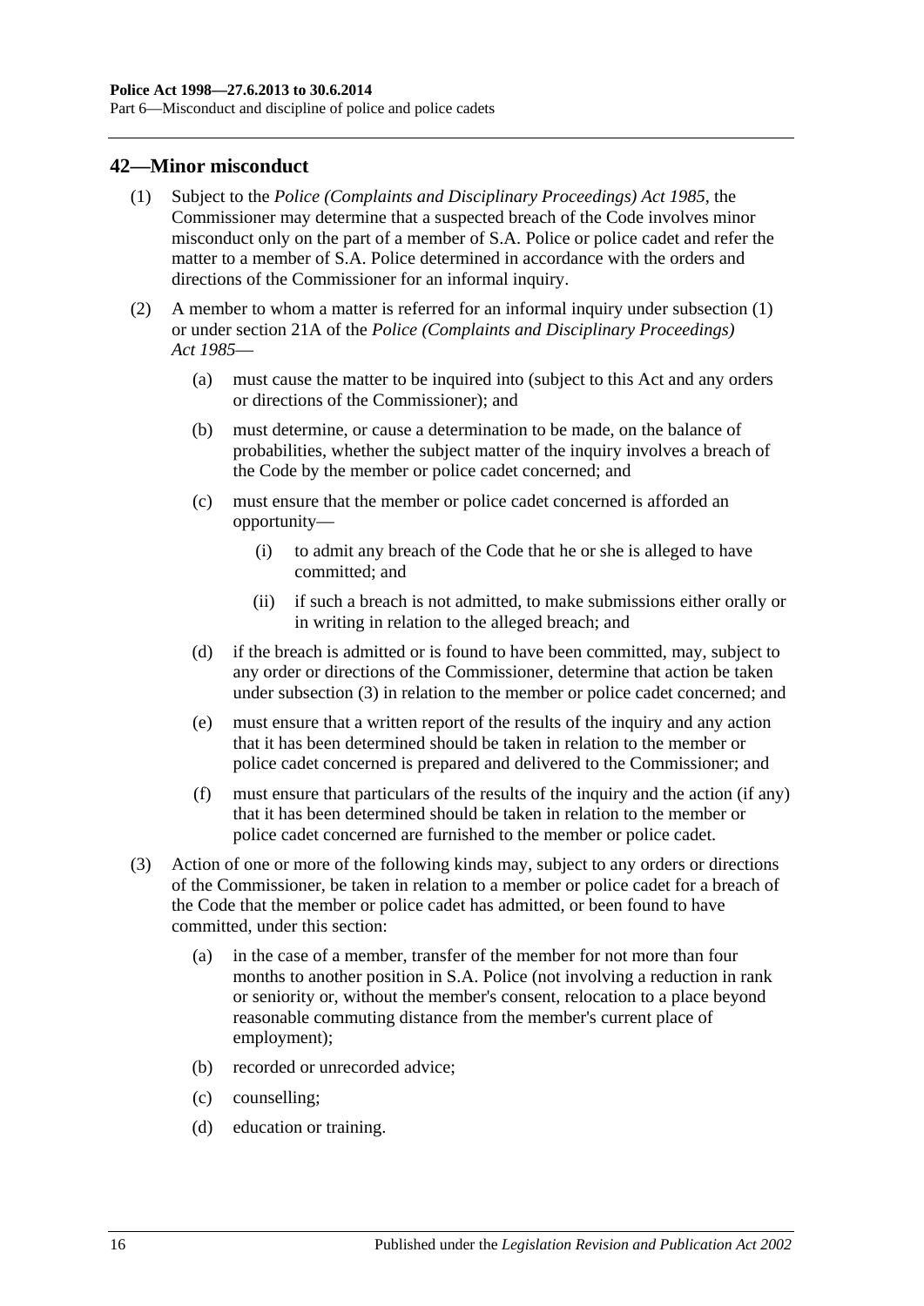## 42—Minor misconduct

(1) Subject to the *Police (Complaints and Disciplinary Proceedings) Act 1985*, the Commissioner may determine that a suspected breach of the Code involves minor misconduct only on the part of a member of S.A. Police or police cadet and refer the matter to a member of S.A. Police determined in accordance with the orders and directions of the Commissioner for an informal inquiry.

(2) A member to whom a matter is referred for an informal inquiry under subsection (1) or under section 21A of the *Police (Complaints and Disciplinary Proceedings) Act 1985*—

(a) must cause the matter to be inquired into (subject to this Act and any orders or directions of the Commissioner); and

(b) must determine, or cause a determination to be made, on the balance of probabilities, whether the subject matter of the inquiry involves a breach of the Code by the member or police cadet concerned; and

(c) must ensure that the member or police cadet concerned is afforded an opportunity—

(i) to admit any breach of the Code that he or she is alleged to have committed; and

(ii) if such a breach is not admitted, to make submissions either orally or in writing in relation to the alleged breach; and

(d) if the breach is admitted or is found to have been committed, may, subject to any order or directions of the Commissioner, determine that action be taken under subsection (3) in relation to the member or police cadet concerned; and

(e) must ensure that a written report of the results of the inquiry and any action that it has been determined should be taken in relation to the member or police cadet concerned is prepared and delivered to the Commissioner; and

(f) must ensure that particulars of the results of the inquiry and the action (if any) that it has been determined should be taken in relation to the member or police cadet concerned are furnished to the member or police cadet.

(3) Action of one or more of the following kinds may, subject to any orders or directions of the Commissioner, be taken in relation to a member or police cadet for a breach of the Code that the member or police cadet has admitted, or been found to have committed, under this section:

(a) in the case of a member, transfer of the member for not more than four months to another position in S.A. Police (not involving a reduction in rank or seniority or, without the member's consent, relocation to a place beyond reasonable commuting distance from the member's current place of employment);

(b) recorded or unrecorded advice;

(c) counselling;

(d) education or training.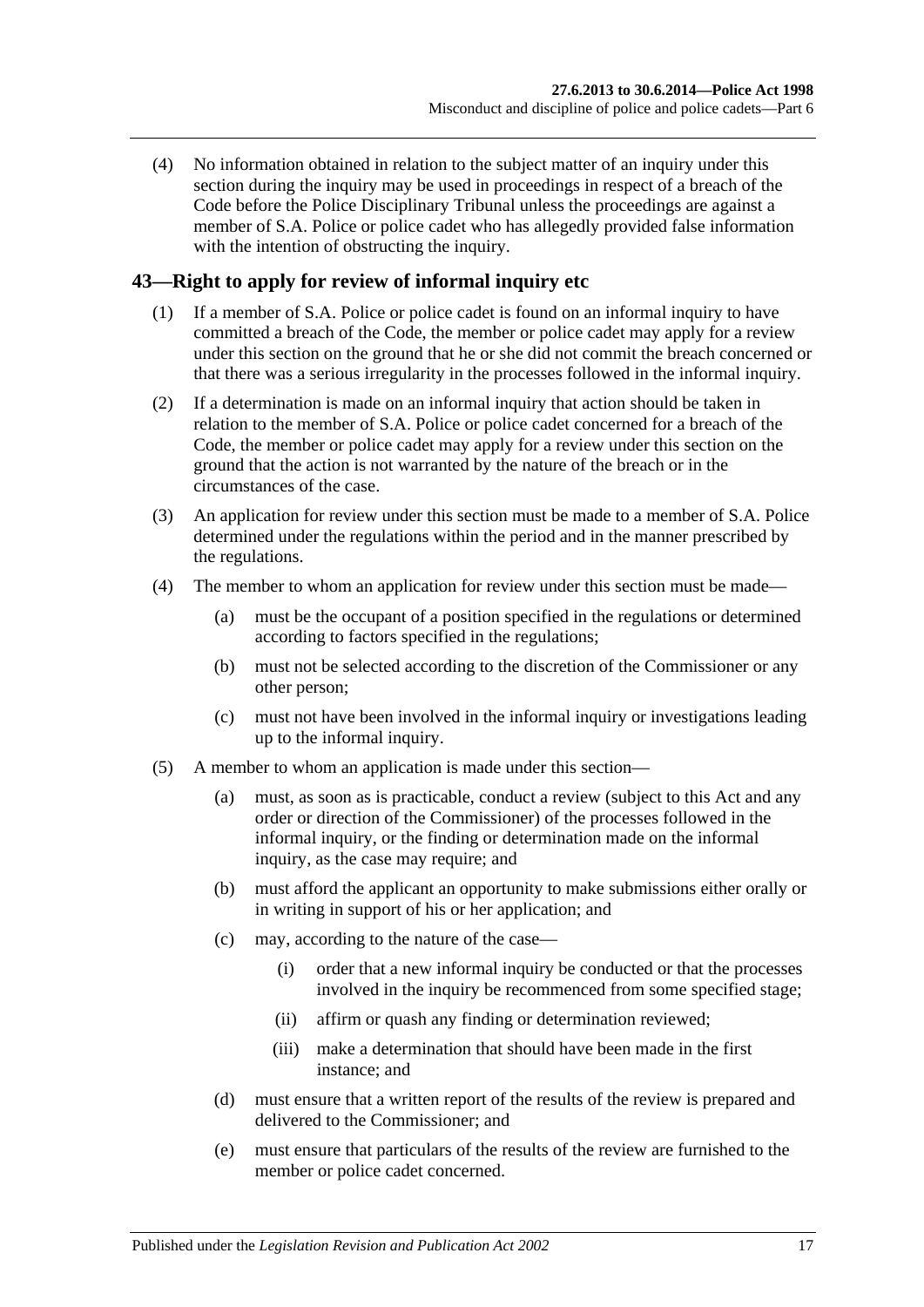(4) No information obtained in relation to the subject matter of an inquiry under this section during the inquiry may be used in proceedings in respect of a breach of the Code before the Police Disciplinary Tribunal unless the proceedings are against a member of S.A. Police or police cadet who has allegedly provided false information with the intention of obstructing the inquiry.

## 43—Right to apply for review of informal inquiry etc

(1) If a member of S.A. Police or police cadet is found on an informal inquiry to have committed a breach of the Code, the member or police cadet may apply for a review under this section on the ground that he or she did not commit the breach concerned or that there was a serious irregularity in the processes followed in the informal inquiry.

(2) If a determination is made on an informal inquiry that action should be taken in relation to the member of S.A. Police or police cadet concerned for a breach of the Code, the member or police cadet may apply for a review under this section on the ground that the action is not warranted by the nature of the breach or in the circumstances of the case.

(3) An application for review under this section must be made to a member of S.A. Police determined under the regulations within the period and in the manner prescribed by the regulations.

(4) The member to whom an application for review under this section must be made—

- (a) must be the occupant of a position specified in the regulations or determined according to factors specified in the regulations;
- (b) must not be selected according to the discretion of the Commissioner or any other person;
- (c) must not have been involved in the informal inquiry or investigations leading up to the informal inquiry.

(5) A member to whom an application is made under this section—

- (a) must, as soon as is practicable, conduct a review (subject to this Act and any order or direction of the Commissioner) of the processes followed in the informal inquiry, or the finding or determination made on the informal inquiry, as the case may require; and
- (b) must afford the applicant an opportunity to make submissions either orally or in writing in support of his or her application; and
- (c) may, according to the nature of the case—
  - (i) order that a new informal inquiry be conducted or that the processes involved in the inquiry be recommenced from some specified stage;
  - (ii) affirm or quash any finding or determination reviewed;
  - (iii) make a determination that should have been made in the first instance; and
- (d) must ensure that a written report of the results of the review is prepared and delivered to the Commissioner; and
- (e) must ensure that particulars of the results of the review are furnished to the member or police cadet concerned.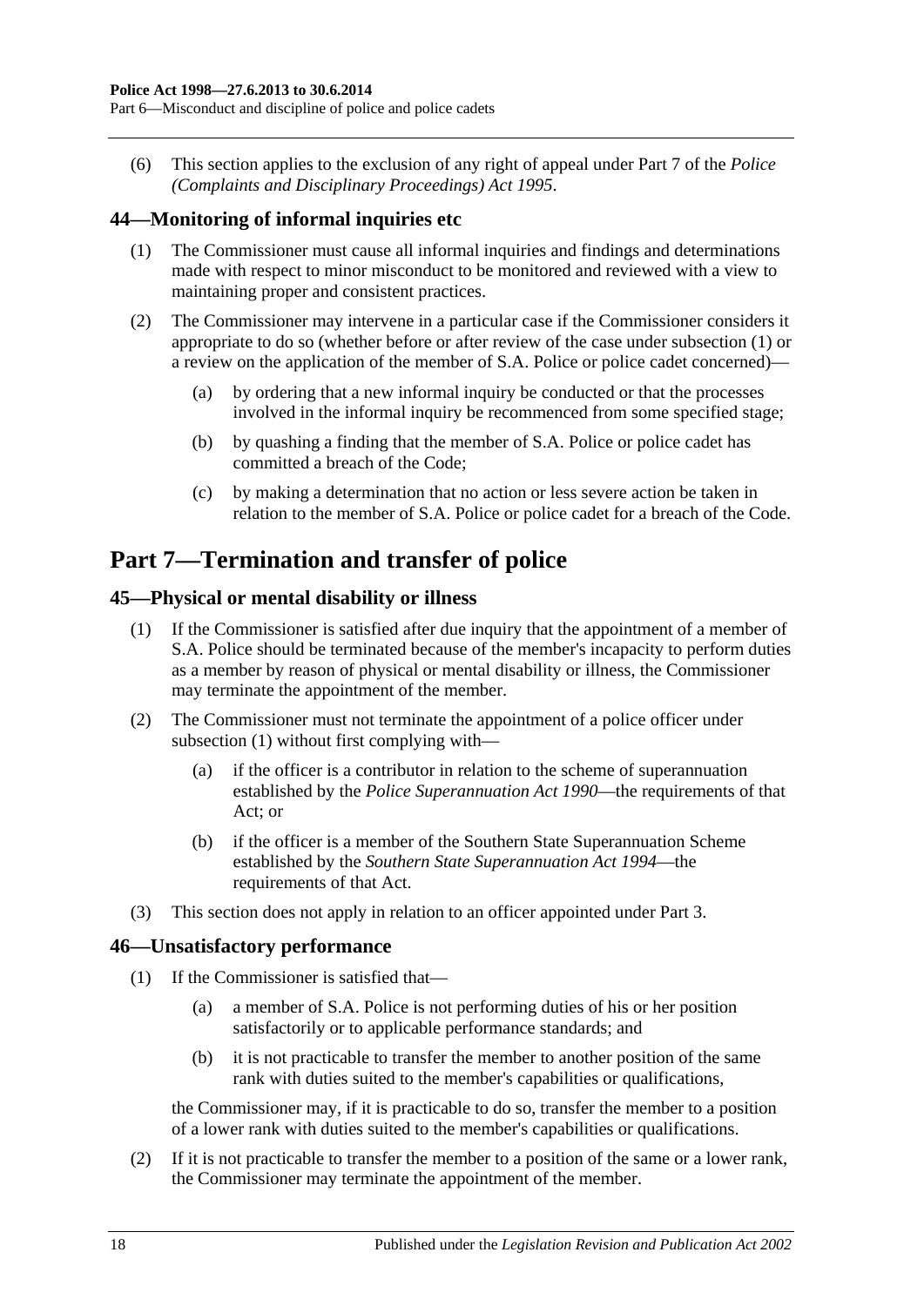(6) This section applies to the exclusion of any right of appeal under Part 7 of the *Police (Complaints and Disciplinary Proceedings) Act 1995*.

### 44—Monitoring of informal inquiries etc

(1) The Commissioner must cause all informal inquiries and findings and determinations made with respect to minor misconduct to be monitored and reviewed with a view to maintaining proper and consistent practices.

(2) The Commissioner may intervene in a particular case if the Commissioner considers it appropriate to do so (whether before or after review of the case under subsection (1) or a review on the application of the member of S.A. Police or police cadet concerned)—

(a) by ordering that a new informal inquiry be conducted or that the processes involved in the informal inquiry be recommenced from some specified stage;

(b) by quashing a finding that the member of S.A. Police or police cadet has committed a breach of the Code;

(c) by making a determination that no action or less severe action be taken in relation to the member of S.A. Police or police cadet for a breach of the Code.

## Part 7—Termination and transfer of police

### 45—Physical or mental disability or illness

(1) If the Commissioner is satisfied after due inquiry that the appointment of a member of S.A. Police should be terminated because of the member's incapacity to perform duties as a member by reason of physical or mental disability or illness, the Commissioner may terminate the appointment of the member.

(2) The Commissioner must not terminate the appointment of a police officer under subsection (1) without first complying with—

(a) if the officer is a contributor in relation to the scheme of superannuation established by the *Police Superannuation Act 1990*—the requirements of that Act; or

(b) if the officer is a member of the Southern State Superannuation Scheme established by the *Southern State Superannuation Act 1994*—the requirements of that Act.

(3) This section does not apply in relation to an officer appointed under Part 3.

### 46—Unsatisfactory performance

(1) If the Commissioner is satisfied that—

(a) a member of S.A. Police is not performing duties of his or her position satisfactorily or to applicable performance standards; and

(b) it is not practicable to transfer the member to another position of the same rank with duties suited to the member's capabilities or qualifications,

the Commissioner may, if it is practicable to do so, transfer the member to a position of a lower rank with duties suited to the member's capabilities or qualifications.

(2) If it is not practicable to transfer the member to a position of the same or a lower rank, the Commissioner may terminate the appointment of the member.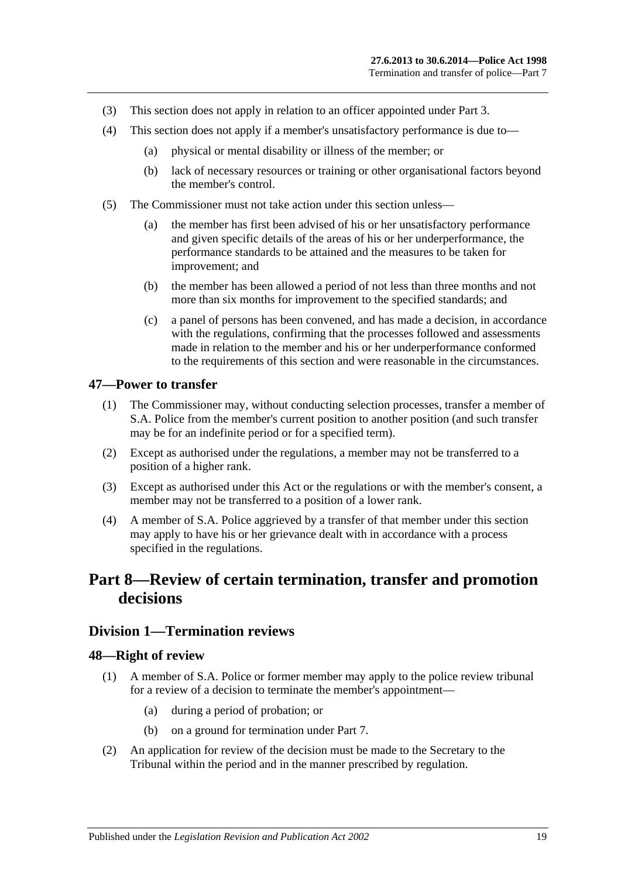(3) This section does not apply in relation to an officer appointed under Part 3.

(4) This section does not apply if a member's unsatisfactory performance is due to—

(a) physical or mental disability or illness of the member; or

(b) lack of necessary resources or training or other organisational factors beyond the member's control.

(5) The Commissioner must not take action under this section unless—

(a) the member has first been advised of his or her unsatisfactory performance and given specific details of the areas of his or her underperformance, the performance standards to be attained and the measures to be taken for improvement; and

(b) the member has been allowed a period of not less than three months and not more than six months for improvement to the specified standards; and

(c) a panel of persons has been convened, and has made a decision, in accordance with the regulations, confirming that the processes followed and assessments made in relation to the member and his or her underperformance conformed to the requirements of this section and were reasonable in the circumstances.

### 47—Power to transfer

(1) The Commissioner may, without conducting selection processes, transfer a member of S.A. Police from the member's current position to another position (and such transfer may be for an indefinite period or for a specified term).

(2) Except as authorised under the regulations, a member may not be transferred to a position of a higher rank.

(3) Except as authorised under this Act or the regulations or with the member's consent, a member may not be transferred to a position of a lower rank.

(4) A member of S.A. Police aggrieved by a transfer of that member under this section may apply to have his or her grievance dealt with in accordance with a process specified in the regulations.

# Part 8—Review of certain termination, transfer and promotion decisions

## Division 1—Termination reviews

### 48—Right of review

(1) A member of S.A. Police or former member may apply to the police review tribunal for a review of a decision to terminate the member's appointment—

(a) during a period of probation; or

(b) on a ground for termination under Part 7.

(2) An application for review of the decision must be made to the Secretary to the Tribunal within the period and in the manner prescribed by regulation.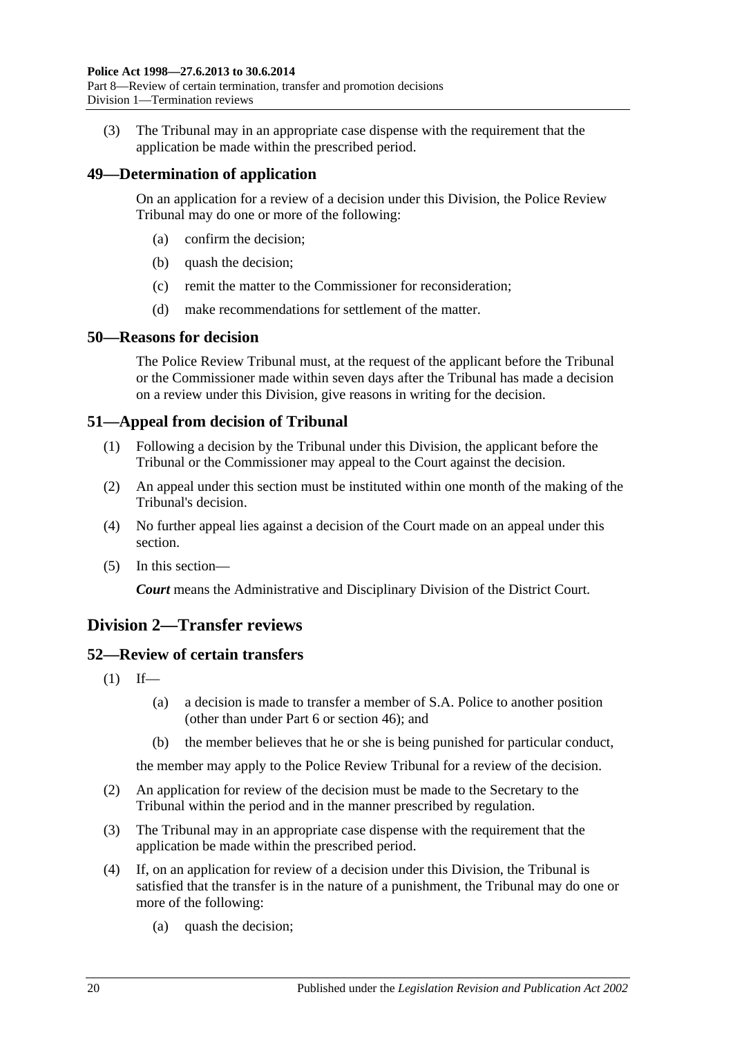(3) The Tribunal may in an appropriate case dispense with the requirement that the application be made within the prescribed period.

### 49—Determination of application

On an application for a review of a decision under this Division, the Police Review Tribunal may do one or more of the following:

(a) confirm the decision;

(b) quash the decision;

(c) remit the matter to the Commissioner for reconsideration;

(d) make recommendations for settlement of the matter.

### 50—Reasons for decision

The Police Review Tribunal must, at the request of the applicant before the Tribunal or the Commissioner made within seven days after the Tribunal has made a decision on a review under this Division, give reasons in writing for the decision.

### 51—Appeal from decision of Tribunal

(1) Following a decision by the Tribunal under this Division, the applicant before the Tribunal or the Commissioner may appeal to the Court against the decision.

(2) An appeal under this section must be instituted within one month of the making of the Tribunal's decision.

(4) No further appeal lies against a decision of the Court made on an appeal under this section.

(5) In this section—

***Court*** means the Administrative and Disciplinary Division of the District Court.

## Division 2—Transfer reviews

### 52—Review of certain transfers

(1) If—

(a) a decision is made to transfer a member of S.A. Police to another position (other than under Part 6 or section 46); and

(b) the member believes that he or she is being punished for particular conduct,

the member may apply to the Police Review Tribunal for a review of the decision.

(2) An application for review of the decision must be made to the Secretary to the Tribunal within the period and in the manner prescribed by regulation.

(3) The Tribunal may in an appropriate case dispense with the requirement that the application be made within the prescribed period.

(4) If, on an application for review of a decision under this Division, the Tribunal is satisfied that the transfer is in the nature of a punishment, the Tribunal may do one or more of the following:

(a) quash the decision;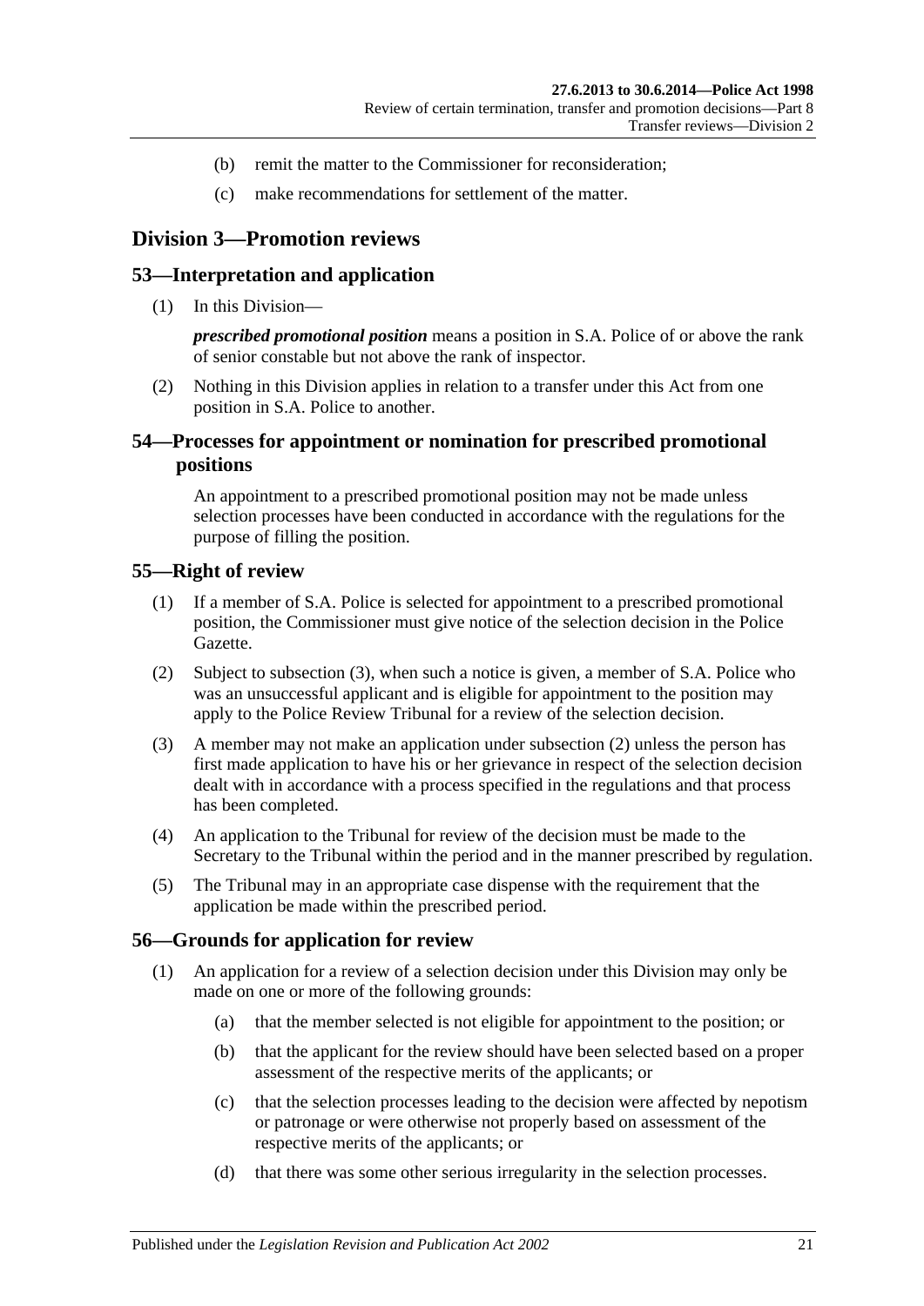(b) remit the matter to the Commissioner for reconsideration;

(c) make recommendations for settlement of the matter.

## Division 3—Promotion reviews

### 53—Interpretation and application

(1) In this Division—

***prescribed promotional position*** means a position in S.A. Police of or above the rank of senior constable but not above the rank of inspector.

(2) Nothing in this Division applies in relation to a transfer under this Act from one position in S.A. Police to another.

### 54—Processes for appointment or nomination for prescribed promotional positions

An appointment to a prescribed promotional position may not be made unless selection processes have been conducted in accordance with the regulations for the purpose of filling the position.

### 55—Right of review

(1) If a member of S.A. Police is selected for appointment to a prescribed promotional position, the Commissioner must give notice of the selection decision in the Police Gazette.

(2) Subject to subsection (3), when such a notice is given, a member of S.A. Police who was an unsuccessful applicant and is eligible for appointment to the position may apply to the Police Review Tribunal for a review of the selection decision.

(3) A member may not make an application under subsection (2) unless the person has first made application to have his or her grievance in respect of the selection decision dealt with in accordance with a process specified in the regulations and that process has been completed.

(4) An application to the Tribunal for review of the decision must be made to the Secretary to the Tribunal within the period and in the manner prescribed by regulation.

(5) The Tribunal may in an appropriate case dispense with the requirement that the application be made within the prescribed period.

### 56—Grounds for application for review

(1) An application for a review of a selection decision under this Division may only be made on one or more of the following grounds:

(a) that the member selected is not eligible for appointment to the position; or

(b) that the applicant for the review should have been selected based on a proper assessment of the respective merits of the applicants; or

(c) that the selection processes leading to the decision were affected by nepotism or patronage or were otherwise not properly based on assessment of the respective merits of the applicants; or

(d) that there was some other serious irregularity in the selection processes.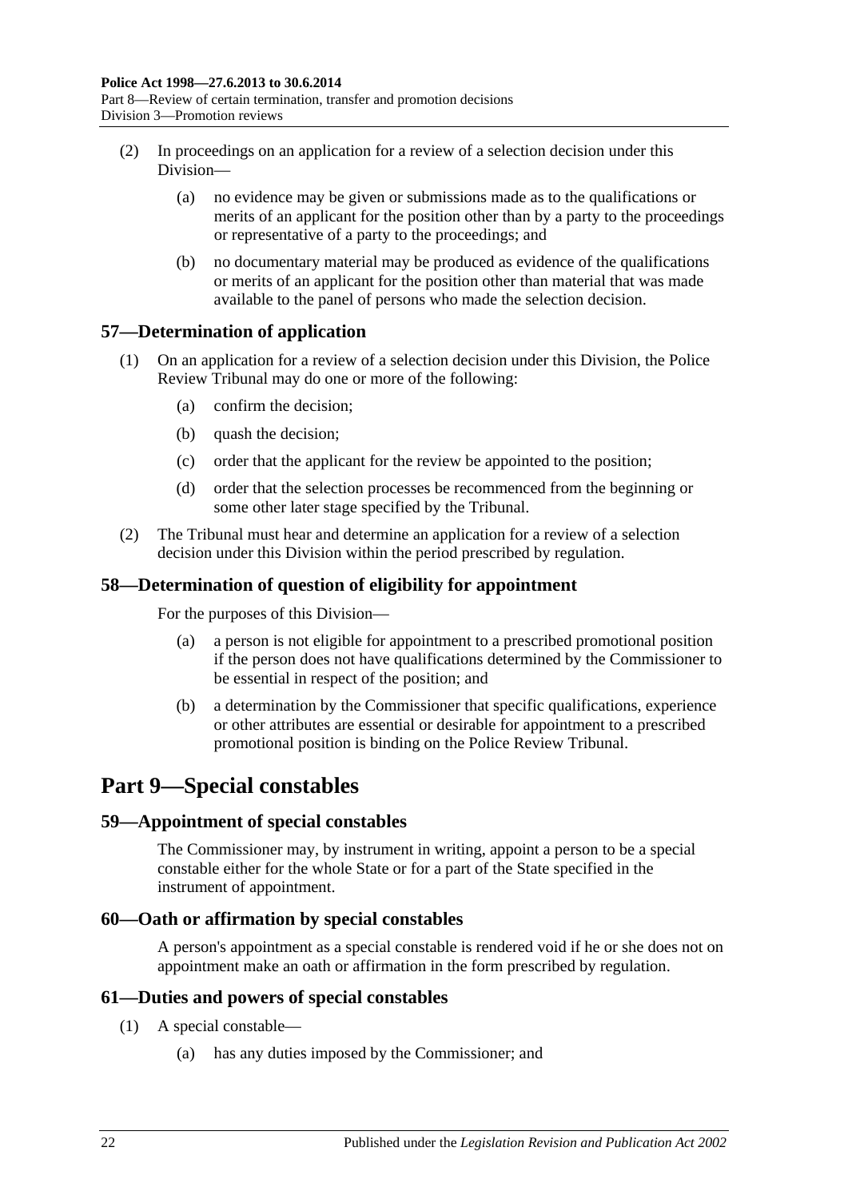(2) In proceedings on an application for a review of a selection decision under this Division—

(a) no evidence may be given or submissions made as to the qualifications or merits of an applicant for the position other than by a party to the proceedings or representative of a party to the proceedings; and

(b) no documentary material may be produced as evidence of the qualifications or merits of an applicant for the position other than material that was made available to the panel of persons who made the selection decision.

### 57—Determination of application

(1) On an application for a review of a selection decision under this Division, the Police Review Tribunal may do one or more of the following:

(a) confirm the decision;

(b) quash the decision;

(c) order that the applicant for the review be appointed to the position;

(d) order that the selection processes be recommenced from the beginning or some other later stage specified by the Tribunal.

(2) The Tribunal must hear and determine an application for a review of a selection decision under this Division within the period prescribed by regulation.

### 58—Determination of question of eligibility for appointment

For the purposes of this Division—

(a) a person is not eligible for appointment to a prescribed promotional position if the person does not have qualifications determined by the Commissioner to be essential in respect of the position; and

(b) a determination by the Commissioner that specific qualifications, experience or other attributes are essential or desirable for appointment to a prescribed promotional position is binding on the Police Review Tribunal.

## Part 9—Special constables

### 59—Appointment of special constables

The Commissioner may, by instrument in writing, appoint a person to be a special constable either for the whole State or for a part of the State specified in the instrument of appointment.

### 60—Oath or affirmation by special constables

A person's appointment as a special constable is rendered void if he or she does not on appointment make an oath or affirmation in the form prescribed by regulation.

### 61—Duties and powers of special constables

(1) A special constable—

(a) has any duties imposed by the Commissioner; and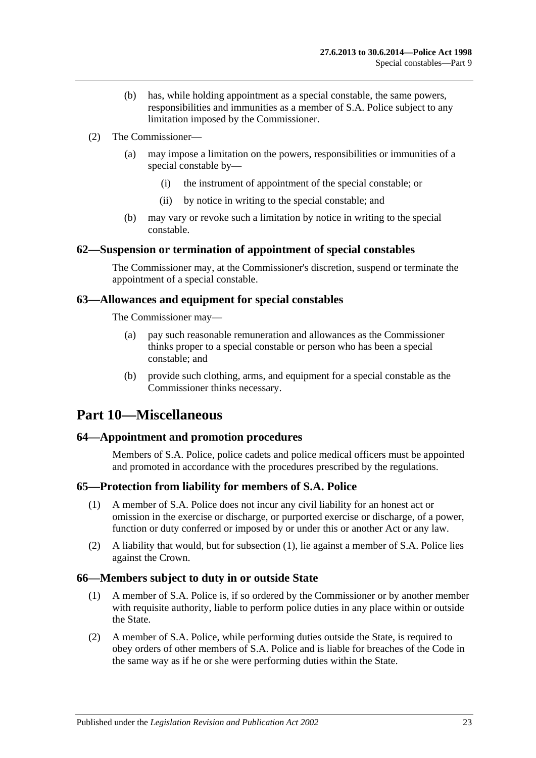(b) has, while holding appointment as a special constable, the same powers, responsibilities and immunities as a member of S.A. Police subject to any limitation imposed by the Commissioner.

(2) The Commissioner—

(a) may impose a limitation on the powers, responsibilities or immunities of a special constable by—

(i) the instrument of appointment of the special constable; or

(ii) by notice in writing to the special constable; and

(b) may vary or revoke such a limitation by notice in writing to the special constable.

### 62—Suspension or termination of appointment of special constables

The Commissioner may, at the Commissioner's discretion, suspend or terminate the appointment of a special constable.

### 63—Allowances and equipment for special constables

The Commissioner may—

(a) pay such reasonable remuneration and allowances as the Commissioner thinks proper to a special constable or person who has been a special constable; and

(b) provide such clothing, arms, and equipment for a special constable as the Commissioner thinks necessary.

## Part 10—Miscellaneous

### 64—Appointment and promotion procedures

Members of S.A. Police, police cadets and police medical officers must be appointed and promoted in accordance with the procedures prescribed by the regulations.

### 65—Protection from liability for members of S.A. Police

(1) A member of S.A. Police does not incur any civil liability for an honest act or omission in the exercise or discharge, or purported exercise or discharge, of a power, function or duty conferred or imposed by or under this or another Act or any law.

(2) A liability that would, but for subsection (1), lie against a member of S.A. Police lies against the Crown.

### 66—Members subject to duty in or outside State

(1) A member of S.A. Police is, if so ordered by the Commissioner or by another member with requisite authority, liable to perform police duties in any place within or outside the State.

(2) A member of S.A. Police, while performing duties outside the State, is required to obey orders of other members of S.A. Police and is liable for breaches of the Code in the same way as if he or she were performing duties within the State.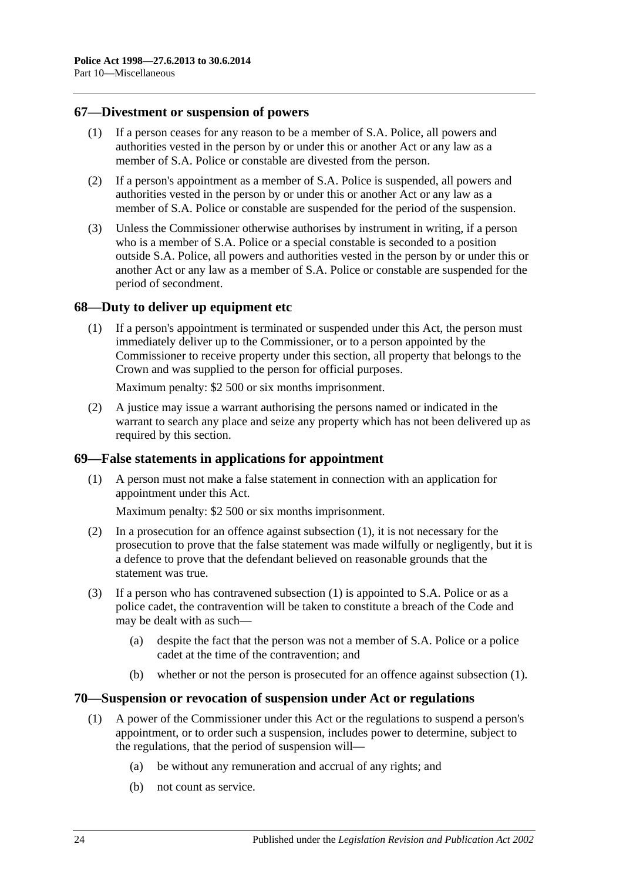## 67—Divestment or suspension of powers

(1) If a person ceases for any reason to be a member of S.A. Police, all powers and authorities vested in the person by or under this or another Act or any law as a member of S.A. Police or constable are divested from the person.

(2) If a person's appointment as a member of S.A. Police is suspended, all powers and authorities vested in the person by or under this or another Act or any law as a member of S.A. Police or constable are suspended for the period of the suspension.

(3) Unless the Commissioner otherwise authorises by instrument in writing, if a person who is a member of S.A. Police or a special constable is seconded to a position outside S.A. Police, all powers and authorities vested in the person by or under this or another Act or any law as a member of S.A. Police or constable are suspended for the period of secondment.

## 68—Duty to deliver up equipment etc

(1) If a person's appointment is terminated or suspended under this Act, the person must immediately deliver up to the Commissioner, or to a person appointed by the Commissioner to receive property under this section, all property that belongs to the Crown and was supplied to the person for official purposes.

Maximum penalty: $2 500 or six months imprisonment.

(2) A justice may issue a warrant authorising the persons named or indicated in the warrant to search any place and seize any property which has not been delivered up as required by this section.

## 69—False statements in applications for appointment

(1) A person must not make a false statement in connection with an application for appointment under this Act.

Maximum penalty: $2 500 or six months imprisonment.

(2) In a prosecution for an offence against subsection (1), it is not necessary for the prosecution to prove that the false statement was made wilfully or negligently, but it is a defence to prove that the defendant believed on reasonable grounds that the statement was true.

(3) If a person who has contravened subsection (1) is appointed to S.A. Police or as a police cadet, the contravention will be taken to constitute a breach of the Code and may be dealt with as such—

(a) despite the fact that the person was not a member of S.A. Police or a police cadet at the time of the contravention; and

(b) whether or not the person is prosecuted for an offence against subsection (1).

## 70—Suspension or revocation of suspension under Act or regulations

(1) A power of the Commissioner under this Act or the regulations to suspend a person's appointment, or to order such a suspension, includes power to determine, subject to the regulations, that the period of suspension will—

(a) be without any remuneration and accrual of any rights; and

(b) not count as service.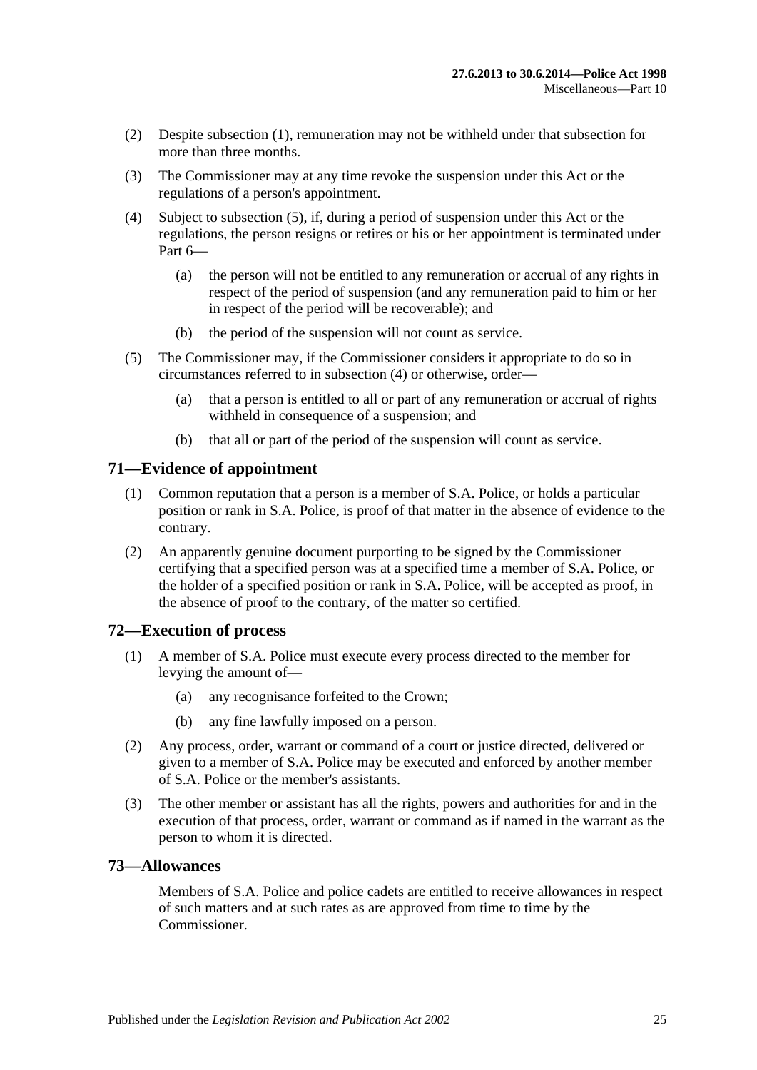(2) Despite subsection (1), remuneration may not be withheld under that subsection for more than three months.

(3) The Commissioner may at any time revoke the suspension under this Act or the regulations of a person's appointment.

(4) Subject to subsection (5), if, during a period of suspension under this Act or the regulations, the person resigns or retires or his or her appointment is terminated under Part 6—

(a) the person will not be entitled to any remuneration or accrual of any rights in respect of the period of suspension (and any remuneration paid to him or her in respect of the period will be recoverable); and

(b) the period of the suspension will not count as service.

(5) The Commissioner may, if the Commissioner considers it appropriate to do so in circumstances referred to in subsection (4) or otherwise, order—

(a) that a person is entitled to all or part of any remuneration or accrual of rights withheld in consequence of a suspension; and

(b) that all or part of the period of the suspension will count as service.

## 71—Evidence of appointment

(1) Common reputation that a person is a member of S.A. Police, or holds a particular position or rank in S.A. Police, is proof of that matter in the absence of evidence to the contrary.

(2) An apparently genuine document purporting to be signed by the Commissioner certifying that a specified person was at a specified time a member of S.A. Police, or the holder of a specified position or rank in S.A. Police, will be accepted as proof, in the absence of proof to the contrary, of the matter so certified.

## 72—Execution of process

(1) A member of S.A. Police must execute every process directed to the member for levying the amount of—

(a) any recognisance forfeited to the Crown;

(b) any fine lawfully imposed on a person.

(2) Any process, order, warrant or command of a court or justice directed, delivered or given to a member of S.A. Police may be executed and enforced by another member of S.A. Police or the member's assistants.

(3) The other member or assistant has all the rights, powers and authorities for and in the execution of that process, order, warrant or command as if named in the warrant as the person to whom it is directed.

## 73—Allowances

Members of S.A. Police and police cadets are entitled to receive allowances in respect of such matters and at such rates as are approved from time to time by the Commissioner.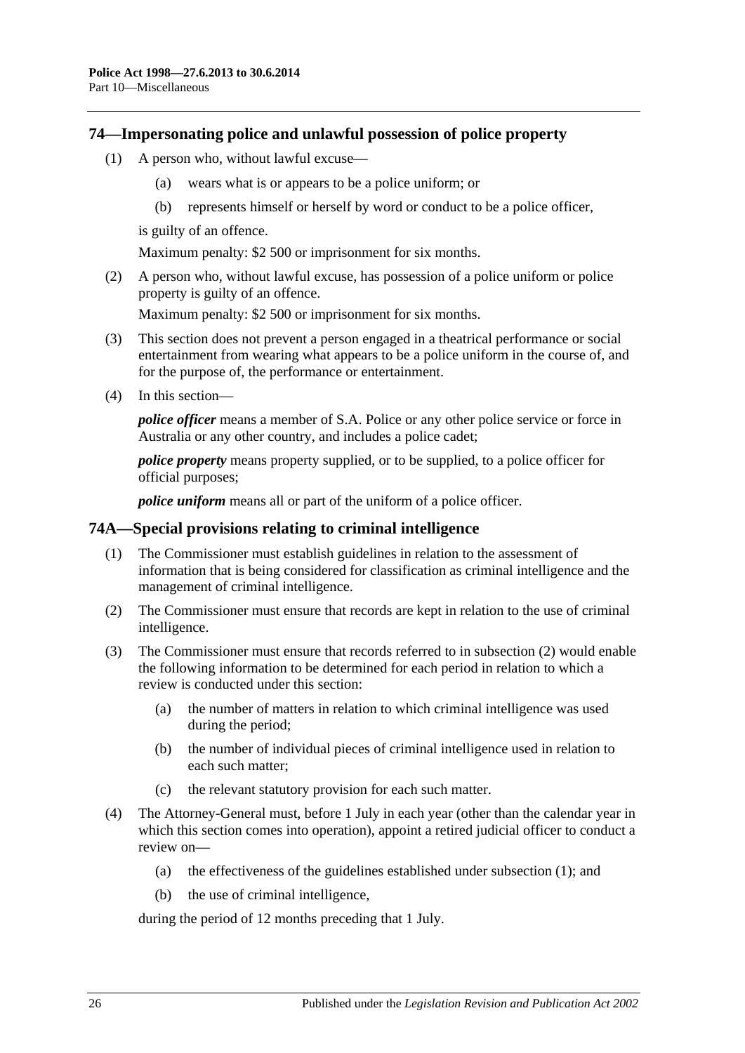## 74—Impersonating police and unlawful possession of police property

(1) A person who, without lawful excuse—

(a) wears what is or appears to be a police uniform; or

(b) represents himself or herself by word or conduct to be a police officer,

is guilty of an offence.

Maximum penalty: $2 500 or imprisonment for six months.

(2) A person who, without lawful excuse, has possession of a police uniform or police property is guilty of an offence.

Maximum penalty: $2 500 or imprisonment for six months.

(3) This section does not prevent a person engaged in a theatrical performance or social entertainment from wearing what appears to be a police uniform in the course of, and for the purpose of, the performance or entertainment.

(4) In this section—

***police officer*** means a member of S.A. Police or any other police service or force in Australia or any other country, and includes a police cadet;

***police property*** means property supplied, or to be supplied, to a police officer for official purposes;

***police uniform*** means all or part of the uniform of a police officer.

## 74A—Special provisions relating to criminal intelligence

(1) The Commissioner must establish guidelines in relation to the assessment of information that is being considered for classification as criminal intelligence and the management of criminal intelligence.

(2) The Commissioner must ensure that records are kept in relation to the use of criminal intelligence.

(3) The Commissioner must ensure that records referred to in subsection (2) would enable the following information to be determined for each period in relation to which a review is conducted under this section:

(a) the number of matters in relation to which criminal intelligence was used during the period;

(b) the number of individual pieces of criminal intelligence used in relation to each such matter;

(c) the relevant statutory provision for each such matter.

(4) The Attorney-General must, before 1 July in each year (other than the calendar year in which this section comes into operation), appoint a retired judicial officer to conduct a review on—

(a) the effectiveness of the guidelines established under subsection (1); and

(b) the use of criminal intelligence,

during the period of 12 months preceding that 1 July.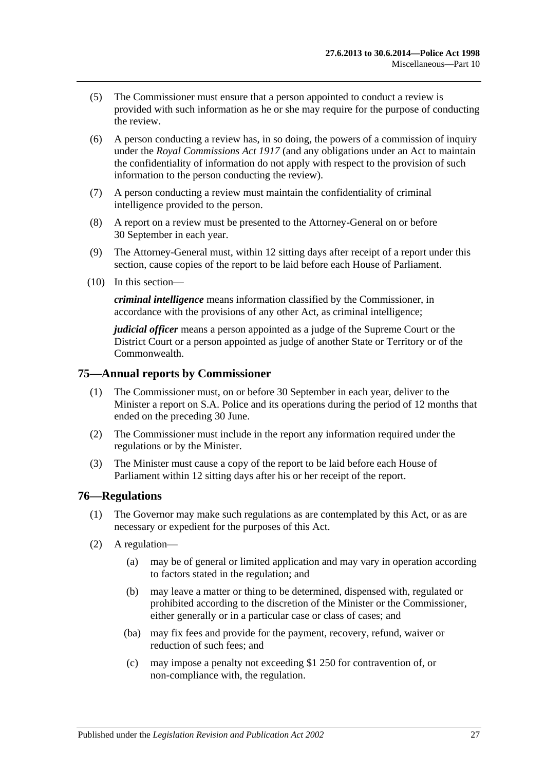(5) The Commissioner must ensure that a person appointed to conduct a review is provided with such information as he or she may require for the purpose of conducting the review.

(6) A person conducting a review has, in so doing, the powers of a commission of inquiry under the *Royal Commissions Act 1917* (and any obligations under an Act to maintain the confidentiality of information do not apply with respect to the provision of such information to the person conducting the review).

(7) A person conducting a review must maintain the confidentiality of criminal intelligence provided to the person.

(8) A report on a review must be presented to the Attorney-General on or before 30 September in each year.

(9) The Attorney-General must, within 12 sitting days after receipt of a report under this section, cause copies of the report to be laid before each House of Parliament.

(10) In this section—

***criminal intelligence*** means information classified by the Commissioner, in accordance with the provisions of any other Act, as criminal intelligence;

***judicial officer*** means a person appointed as a judge of the Supreme Court or the District Court or a person appointed as judge of another State or Territory or of the Commonwealth.

## 75—Annual reports by Commissioner

(1) The Commissioner must, on or before 30 September in each year, deliver to the Minister a report on S.A. Police and its operations during the period of 12 months that ended on the preceding 30 June.

(2) The Commissioner must include in the report any information required under the regulations or by the Minister.

(3) The Minister must cause a copy of the report to be laid before each House of Parliament within 12 sitting days after his or her receipt of the report.

## 76—Regulations

(1) The Governor may make such regulations as are contemplated by this Act, or as are necessary or expedient for the purposes of this Act.

(2) A regulation—

(a) may be of general or limited application and may vary in operation according to factors stated in the regulation; and

(b) may leave a matter or thing to be determined, dispensed with, regulated or prohibited according to the discretion of the Minister or the Commissioner, either generally or in a particular case or class of cases; and

(ba) may fix fees and provide for the payment, recovery, refund, waiver or reduction of such fees; and

(c) may impose a penalty not exceeding $1 250 for contravention of, or non-compliance with, the regulation.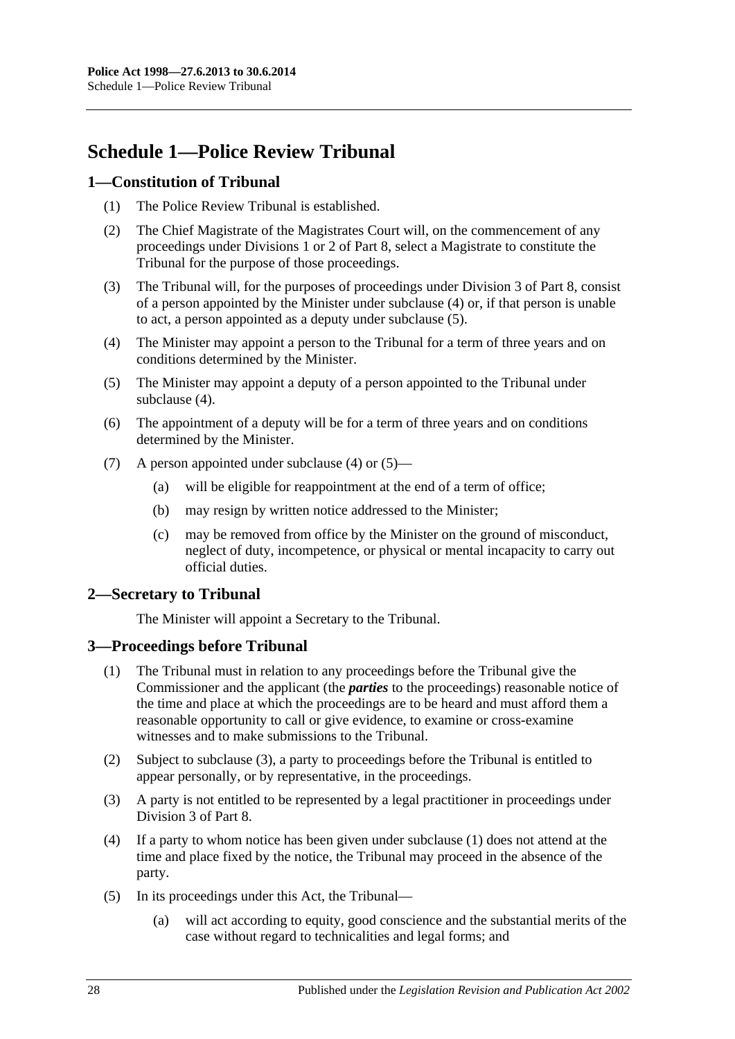# Schedule 1—Police Review Tribunal

## 1—Constitution of Tribunal

(1) The Police Review Tribunal is established.

(2) The Chief Magistrate of the Magistrates Court will, on the commencement of any proceedings under Divisions 1 or 2 of Part 8, select a Magistrate to constitute the Tribunal for the purpose of those proceedings.

(3) The Tribunal will, for the purposes of proceedings under Division 3 of Part 8, consist of a person appointed by the Minister under subclause (4) or, if that person is unable to act, a person appointed as a deputy under subclause (5).

(4) The Minister may appoint a person to the Tribunal for a term of three years and on conditions determined by the Minister.

(5) The Minister may appoint a deputy of a person appointed to the Tribunal under subclause (4).

(6) The appointment of a deputy will be for a term of three years and on conditions determined by the Minister.

(7) A person appointed under subclause (4) or (5)—

(a) will be eligible for reappointment at the end of a term of office;

(b) may resign by written notice addressed to the Minister;

(c) may be removed from office by the Minister on the ground of misconduct, neglect of duty, incompetence, or physical or mental incapacity to carry out official duties.

## 2—Secretary to Tribunal

The Minister will appoint a Secretary to the Tribunal.

## 3—Proceedings before Tribunal

(1) The Tribunal must in relation to any proceedings before the Tribunal give the Commissioner and the applicant (the ***parties*** to the proceedings) reasonable notice of the time and place at which the proceedings are to be heard and must afford them a reasonable opportunity to call or give evidence, to examine or cross-examine witnesses and to make submissions to the Tribunal.

(2) Subject to subclause (3), a party to proceedings before the Tribunal is entitled to appear personally, or by representative, in the proceedings.

(3) A party is not entitled to be represented by a legal practitioner in proceedings under Division 3 of Part 8.

(4) If a party to whom notice has been given under subclause (1) does not attend at the time and place fixed by the notice, the Tribunal may proceed in the absence of the party.

(5) In its proceedings under this Act, the Tribunal—

(a) will act according to equity, good conscience and the substantial merits of the case without regard to technicalities and legal forms; and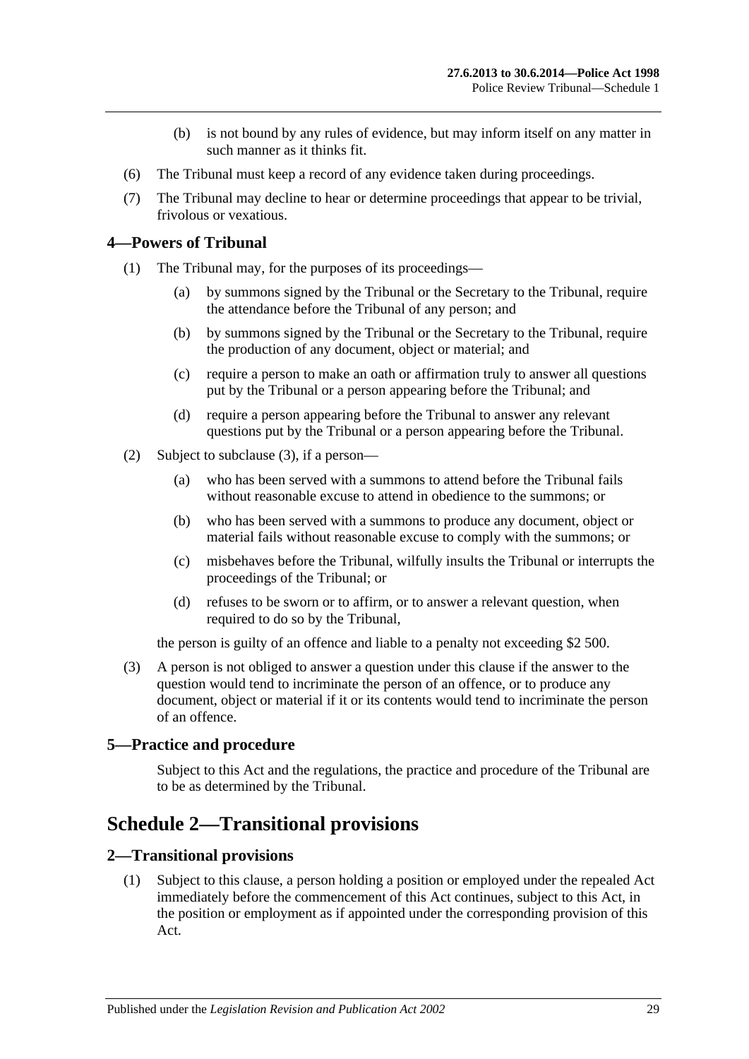(b) is not bound by any rules of evidence, but may inform itself on any matter in such manner as it thinks fit.

(6) The Tribunal must keep a record of any evidence taken during proceedings.

(7) The Tribunal may decline to hear or determine proceedings that appear to be trivial, frivolous or vexatious.

### 4—Powers of Tribunal

(1) The Tribunal may, for the purposes of its proceedings—

(a) by summons signed by the Tribunal or the Secretary to the Tribunal, require the attendance before the Tribunal of any person; and

(b) by summons signed by the Tribunal or the Secretary to the Tribunal, require the production of any document, object or material; and

(c) require a person to make an oath or affirmation truly to answer all questions put by the Tribunal or a person appearing before the Tribunal; and

(d) require a person appearing before the Tribunal to answer any relevant questions put by the Tribunal or a person appearing before the Tribunal.

(2) Subject to subclause (3), if a person—

(a) who has been served with a summons to attend before the Tribunal fails without reasonable excuse to attend in obedience to the summons; or

(b) who has been served with a summons to produce any document, object or material fails without reasonable excuse to comply with the summons; or

(c) misbehaves before the Tribunal, wilfully insults the Tribunal or interrupts the proceedings of the Tribunal; or

(d) refuses to be sworn or to affirm, or to answer a relevant question, when required to do so by the Tribunal,

the person is guilty of an offence and liable to a penalty not exceeding $2 500.

(3) A person is not obliged to answer a question under this clause if the answer to the question would tend to incriminate the person of an offence, or to produce any document, object or material if it or its contents would tend to incriminate the person of an offence.

### 5—Practice and procedure

Subject to this Act and the regulations, the practice and procedure of the Tribunal are to be as determined by the Tribunal.

## Schedule 2—Transitional provisions

### 2—Transitional provisions

(1) Subject to this clause, a person holding a position or employed under the repealed Act immediately before the commencement of this Act continues, subject to this Act, in the position or employment as if appointed under the corresponding provision of this Act.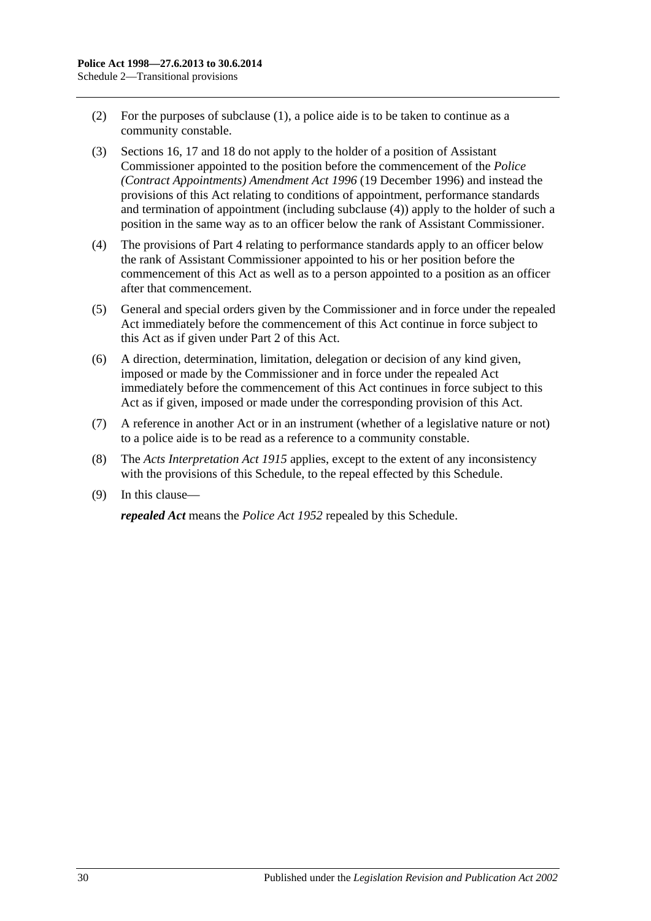(2) For the purposes of subclause (1), a police aide is to be taken to continue as a community constable.

(3) Sections 16, 17 and 18 do not apply to the holder of a position of Assistant Commissioner appointed to the position before the commencement of the *Police (Contract Appointments) Amendment Act 1996* (19 December 1996) and instead the provisions of this Act relating to conditions of appointment, performance standards and termination of appointment (including subclause (4)) apply to the holder of such a position in the same way as to an officer below the rank of Assistant Commissioner.

(4) The provisions of Part 4 relating to performance standards apply to an officer below the rank of Assistant Commissioner appointed to his or her position before the commencement of this Act as well as to a person appointed to a position as an officer after that commencement.

(5) General and special orders given by the Commissioner and in force under the repealed Act immediately before the commencement of this Act continue in force subject to this Act as if given under Part 2 of this Act.

(6) A direction, determination, limitation, delegation or decision of any kind given, imposed or made by the Commissioner and in force under the repealed Act immediately before the commencement of this Act continues in force subject to this Act as if given, imposed or made under the corresponding provision of this Act.

(7) A reference in another Act or in an instrument (whether of a legislative nature or not) to a police aide is to be read as a reference to a community constable.

(8) The *Acts Interpretation Act 1915* applies, except to the extent of any inconsistency with the provisions of this Schedule, to the repeal effected by this Schedule.

(9) In this clause—

***repealed Act*** means the *Police Act 1952* repealed by this Schedule.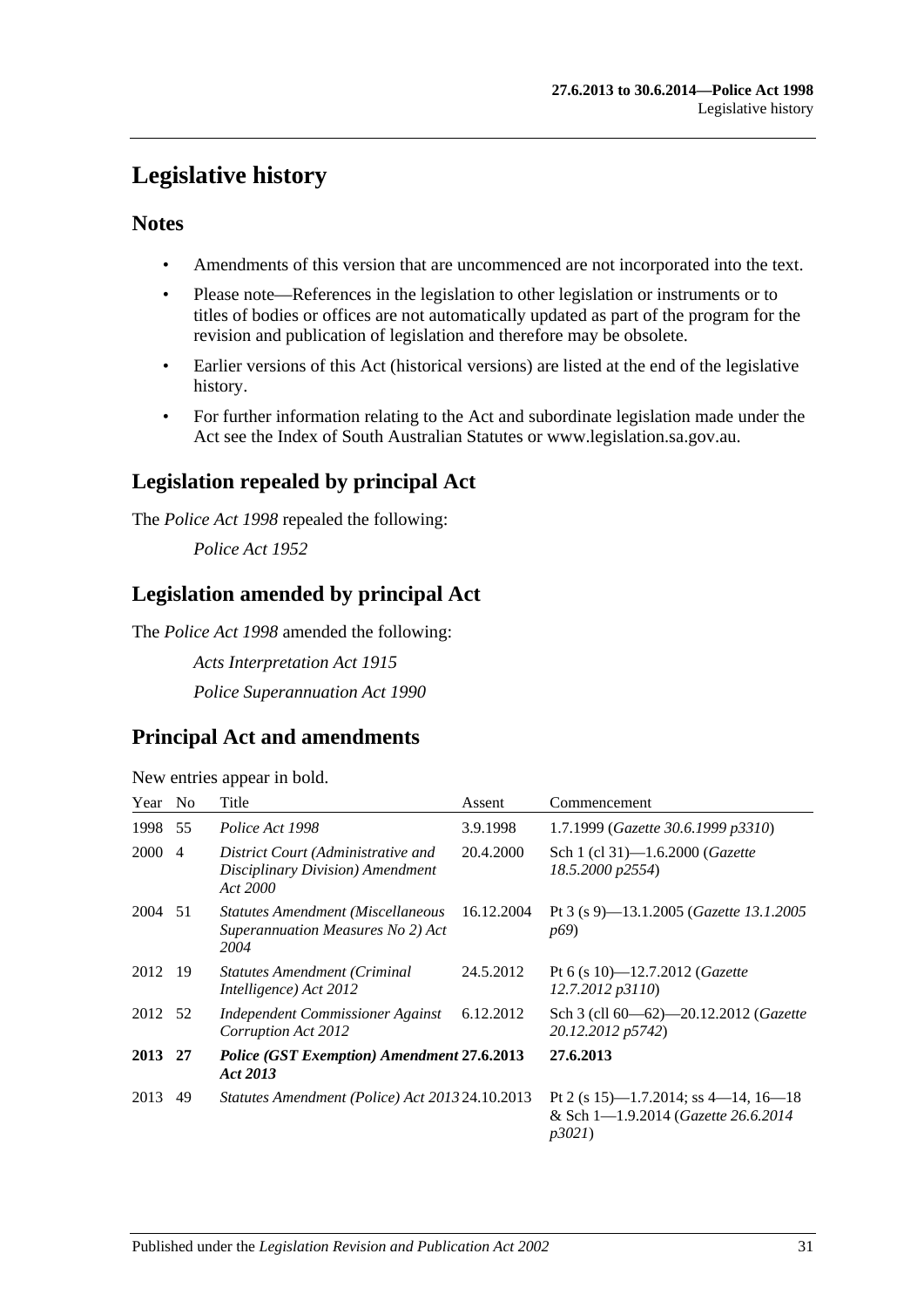# Legislative history

## Notes

- Amendments of this version that are uncommenced are not incorporated into the text.
- Please note—References in the legislation to other legislation or instruments or to titles of bodies or offices are not automatically updated as part of the program for the revision and publication of legislation and therefore may be obsolete.
- Earlier versions of this Act (historical versions) are listed at the end of the legislative history.
- For further information relating to the Act and subordinate legislation made under the Act see the Index of South Australian Statutes or www.legislation.sa.gov.au.

## Legislation repealed by principal Act

The *Police Act 1998* repealed the following:

*Police Act 1952*

## Legislation amended by principal Act

The *Police Act 1998* amended the following:

*Acts Interpretation Act 1915*

*Police Superannuation Act 1990*

## Principal Act and amendments

New entries appear in bold.

| Year | No | Title | Assent | Commencement |
|---|---|---|---|---|
| 1998 | 55 | *Police Act 1998* | 3.9.1998 | 1.7.1999 (*Gazette 30.6.1999 p3310*) |
| 2000 | 4 | *District Court (Administrative and Disciplinary Division) Amendment Act 2000* | 20.4.2000 | Sch 1 (cl 31)—1.6.2000 (*Gazette 18.5.2000 p2554*) |
| 2004 | 51 | *Statutes Amendment (Miscellaneous Superannuation Measures No 2) Act 2004* | 16.12.2004 | Pt 3 (s 9)—13.1.2005 (*Gazette 13.1.2005 p69*) |
| 2012 | 19 | *Statutes Amendment (Criminal Intelligence) Act 2012* | 24.5.2012 | Pt 6 (s 10)—12.7.2012 (*Gazette 12.7.2012 p3110*) |
| 2012 | 52 | *Independent Commissioner Against Corruption Act 2012* | 6.12.2012 | Sch 3 (cll 60—62)—20.12.2012 (*Gazette 20.12.2012 p5742*) |
| **2013** | **27** | ***Police (GST Exemption) Amendment Act 2013*** | **27.6.2013** | **27.6.2013** |
| 2013 | 49 | *Statutes Amendment (Police) Act 2013* | 24.10.2013 | Pt 2 (s 15)—1.7.2014; ss 4—14, 16—18 & Sch 1—1.9.2014 (*Gazette 26.6.2014 p3021*) |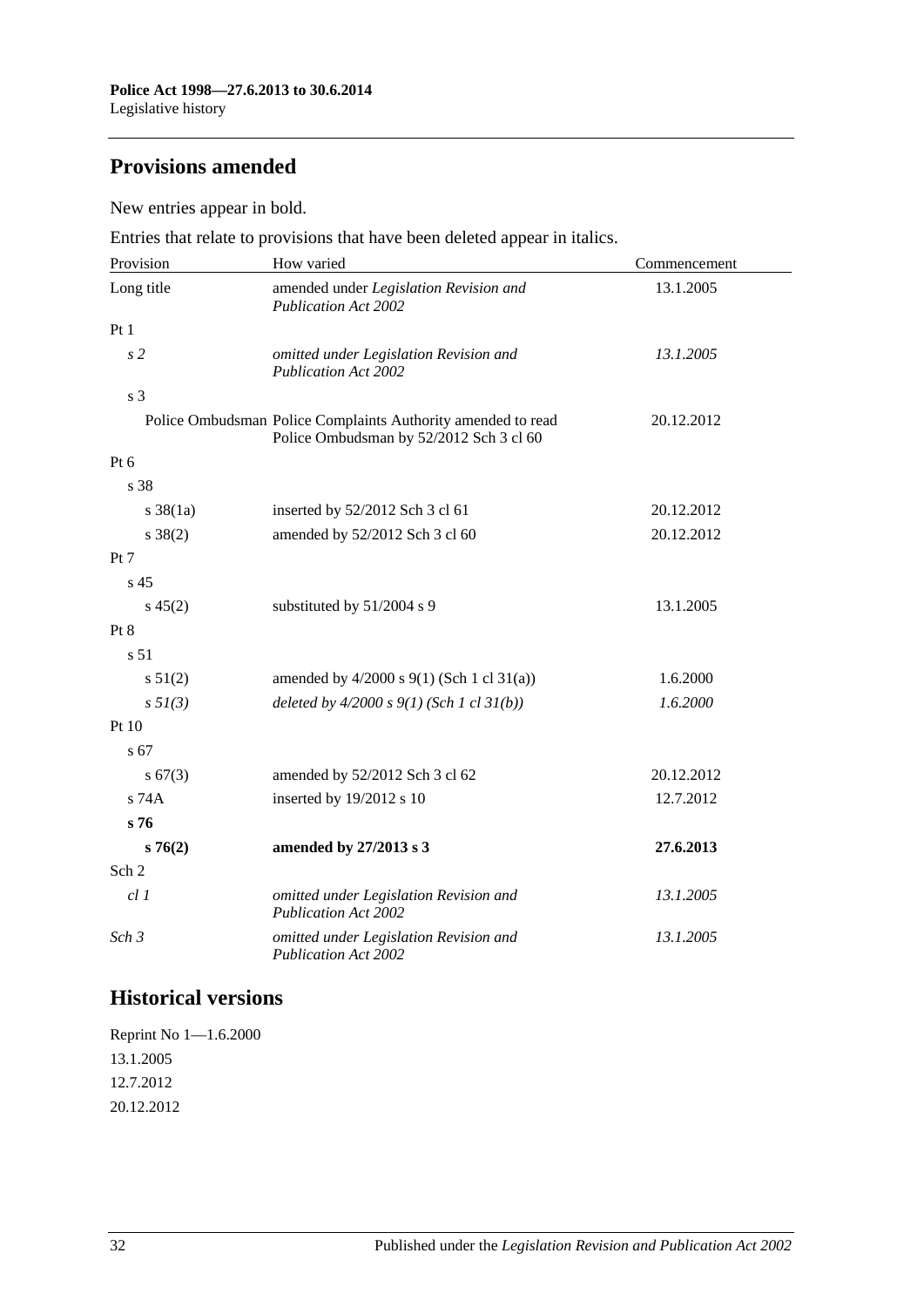## Provisions amended

New entries appear in bold.

Entries that relate to provisions that have been deleted appear in italics.

| Provision | How varied | Commencement |
|---|---|---|
| Long title | amended under *Legislation Revision and Publication Act 2002* | 13.1.2005 |
| Pt 1 | | |
| *s 2* | *omitted under Legislation Revision and Publication Act 2002* | *13.1.2005* |
| s 3 | | |
| Police Ombudsman | Police Complaints Authority amended to read Police Ombudsman by 52/2012 Sch 3 cl 60 | 20.12.2012 |
| Pt 6 | | |
| s 38 | | |
| s 38(1a) | inserted by 52/2012 Sch 3 cl 61 | 20.12.2012 |
| s 38(2) | amended by 52/2012 Sch 3 cl 60 | 20.12.2012 |
| Pt 7 | | |
| s 45 | | |
| s 45(2) | substituted by 51/2004 s 9 | 13.1.2005 |
| Pt 8 | | |
| s 51 | | |
| s 51(2) | amended by 4/2000 s 9(1) (Sch 1 cl 31(a)) | 1.6.2000 |
| *s 51(3)* | *deleted by 4/2000 s 9(1) (Sch 1 cl 31(b))* | *1.6.2000* |
| Pt 10 | | |
| s 67 | | |
| s 67(3) | amended by 52/2012 Sch 3 cl 62 | 20.12.2012 |
| s 74A | inserted by 19/2012 s 10 | 12.7.2012 |
| **s 76** | | |
| **s 76(2)** | **amended by 27/2013 s 3** | **27.6.2013** |
| Sch 2 | | |
| *cl 1* | *omitted under Legislation Revision and Publication Act 2002* | *13.1.2005* |
| *Sch 3* | *omitted under Legislation Revision and Publication Act 2002* | *13.1.2005* |

## Historical versions

Reprint No 1—1.6.2000

13.1.2005

12.7.2012

20.12.2012